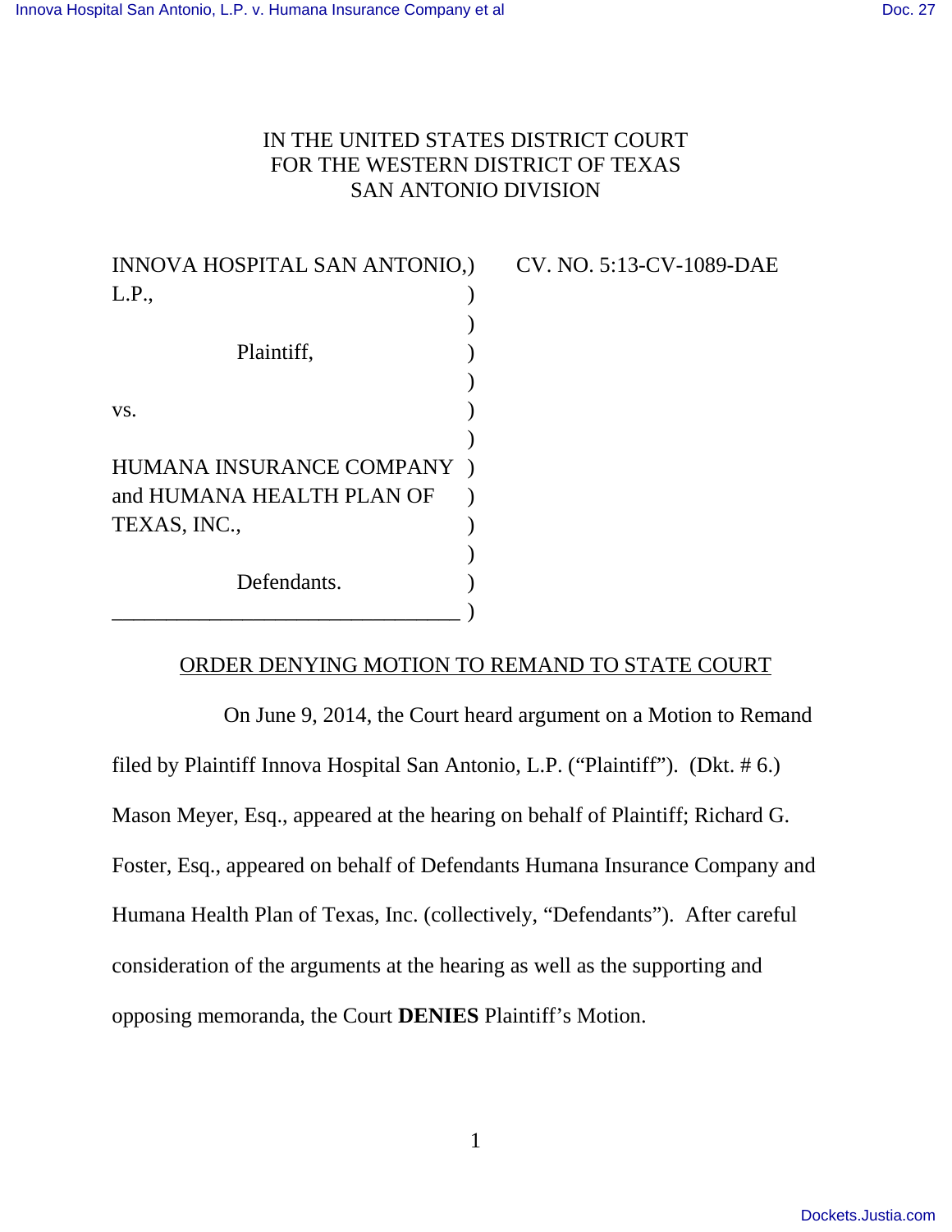IN THE UNITED STATES DISTRICT COURT
FOR THE WESTERN DISTRICT OF TEXAS
SAN ANTONIO DIVISION

| | |
|---|---|
| INNOVA HOSPITAL SAN ANTONIO, L.P., Plaintiff, vs. HUMANA INSURANCE COMPANY and HUMANA HEALTH PLAN OF TEXAS, INC., Defendants. | CV. NO. 5:13-CV-1089-DAE |

## ORDER DENYING MOTION TO REMAND TO STATE COURT

On June 9, 2014, the Court heard argument on a Motion to Remand filed by Plaintiff Innova Hospital San Antonio, L.P. ("Plaintiff"). (Dkt. # 6.) Mason Meyer, Esq., appeared at the hearing on behalf of Plaintiff; Richard G. Foster, Esq., appeared on behalf of Defendants Humana Insurance Company and Humana Health Plan of Texas, Inc. (collectively, "Defendants"). After careful consideration of the arguments at the hearing as well as the supporting and opposing memoranda, the Court **DENIES** Plaintiff's Motion.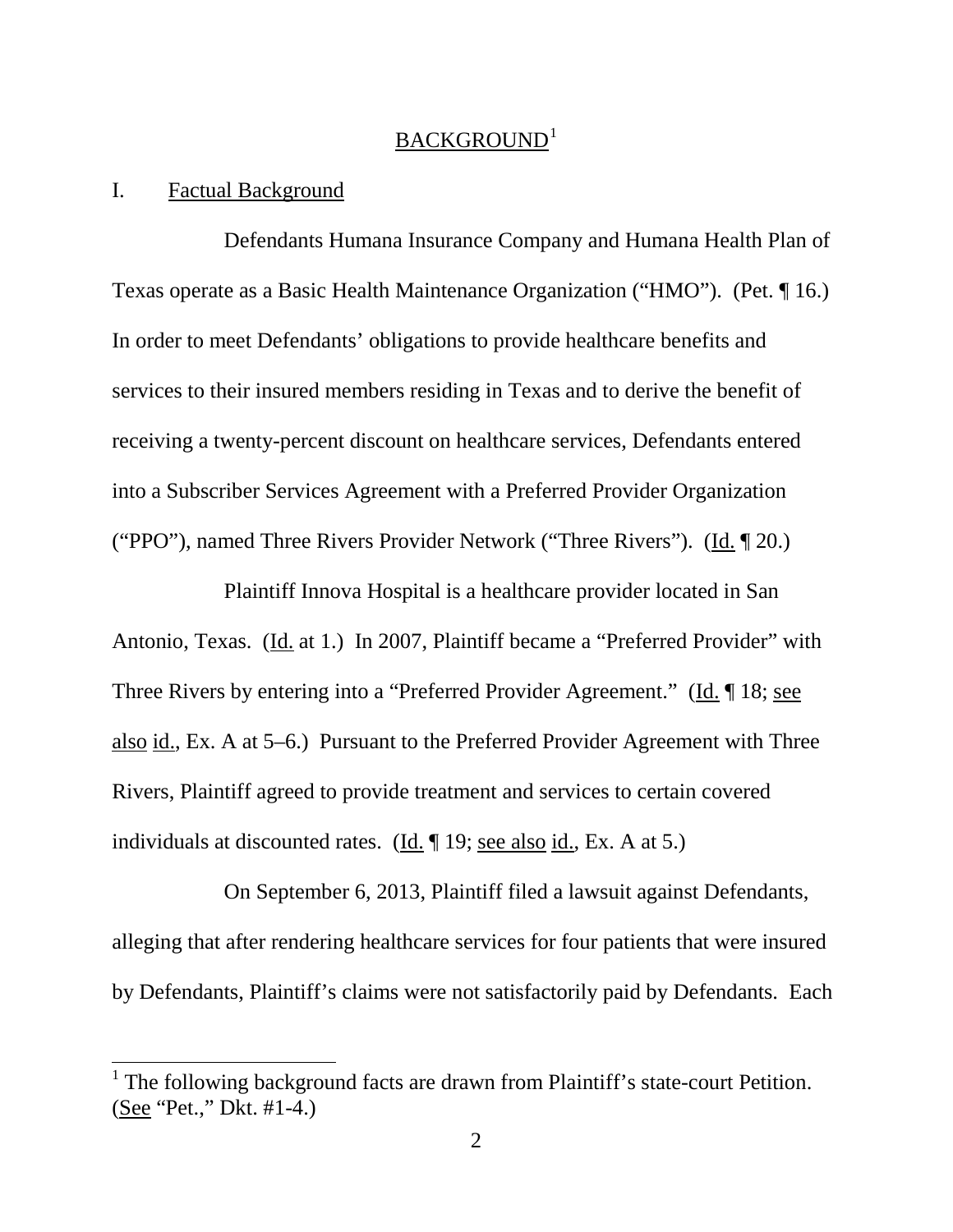## BACKGROUND[1]

### I. Factual Background

Defendants Humana Insurance Company and Humana Health Plan of Texas operate as a Basic Health Maintenance Organization ("HMO"). (Pet. ¶ 16.) In order to meet Defendants' obligations to provide healthcare benefits and services to their insured members residing in Texas and to derive the benefit of receiving a twenty-percent discount on healthcare services, Defendants entered into a Subscriber Services Agreement with a Preferred Provider Organization ("PPO"), named Three Rivers Provider Network ("Three Rivers"). (Id. ¶ 20.)

Plaintiff Innova Hospital is a healthcare provider located in San Antonio, Texas. (Id. at 1.) In 2007, Plaintiff became a "Preferred Provider" with Three Rivers by entering into a "Preferred Provider Agreement." (Id. ¶ 18; see also id., Ex. A at 5–6.) Pursuant to the Preferred Provider Agreement with Three Rivers, Plaintiff agreed to provide treatment and services to certain covered individuals at discounted rates. (Id. ¶ 19; see also id., Ex. A at 5.)

On September 6, 2013, Plaintiff filed a lawsuit against Defendants, alleging that after rendering healthcare services for four patients that were insured by Defendants, Plaintiff's claims were not satisfactorily paid by Defendants. Each

[1] The following background facts are drawn from Plaintiff's state-court Petition. (See "Pet.," Dkt. #1-4.)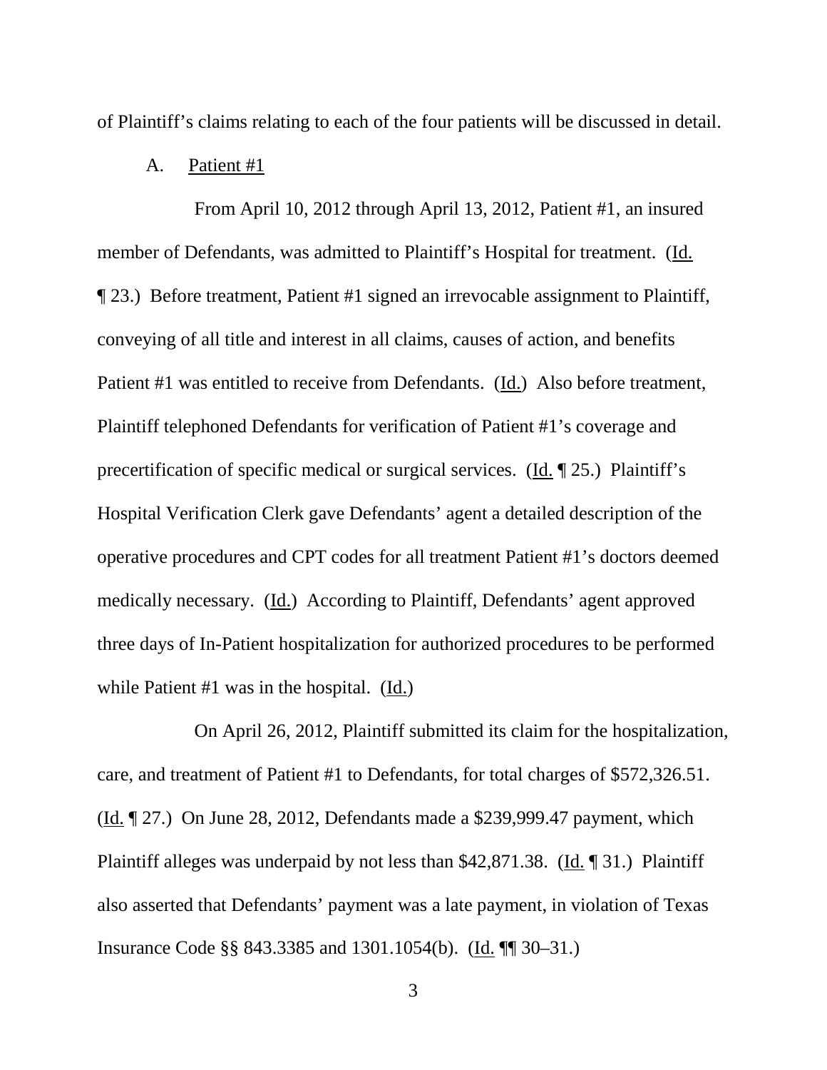of Plaintiff's claims relating to each of the four patients will be discussed in detail.

### A. Patient #1

From April 10, 2012 through April 13, 2012, Patient #1, an insured member of Defendants, was admitted to Plaintiff's Hospital for treatment. (Id. ¶ 23.) Before treatment, Patient #1 signed an irrevocable assignment to Plaintiff, conveying of all title and interest in all claims, causes of action, and benefits Patient #1 was entitled to receive from Defendants. (Id.) Also before treatment, Plaintiff telephoned Defendants for verification of Patient #1's coverage and precertification of specific medical or surgical services. (Id. ¶ 25.) Plaintiff's Hospital Verification Clerk gave Defendants' agent a detailed description of the operative procedures and CPT codes for all treatment Patient #1's doctors deemed medically necessary. (Id.) According to Plaintiff, Defendants' agent approved three days of In-Patient hospitalization for authorized procedures to be performed while Patient #1 was in the hospital. (Id.)

On April 26, 2012, Plaintiff submitted its claim for the hospitalization, care, and treatment of Patient #1 to Defendants, for total charges of $572,326.51. (Id. ¶ 27.) On June 28, 2012, Defendants made a $239,999.47 payment, which Plaintiff alleges was underpaid by not less than $42,871.38. (Id. ¶ 31.) Plaintiff also asserted that Defendants' payment was a late payment, in violation of Texas Insurance Code §§ 843.3385 and 1301.1054(b). (Id. ¶¶ 30–31.)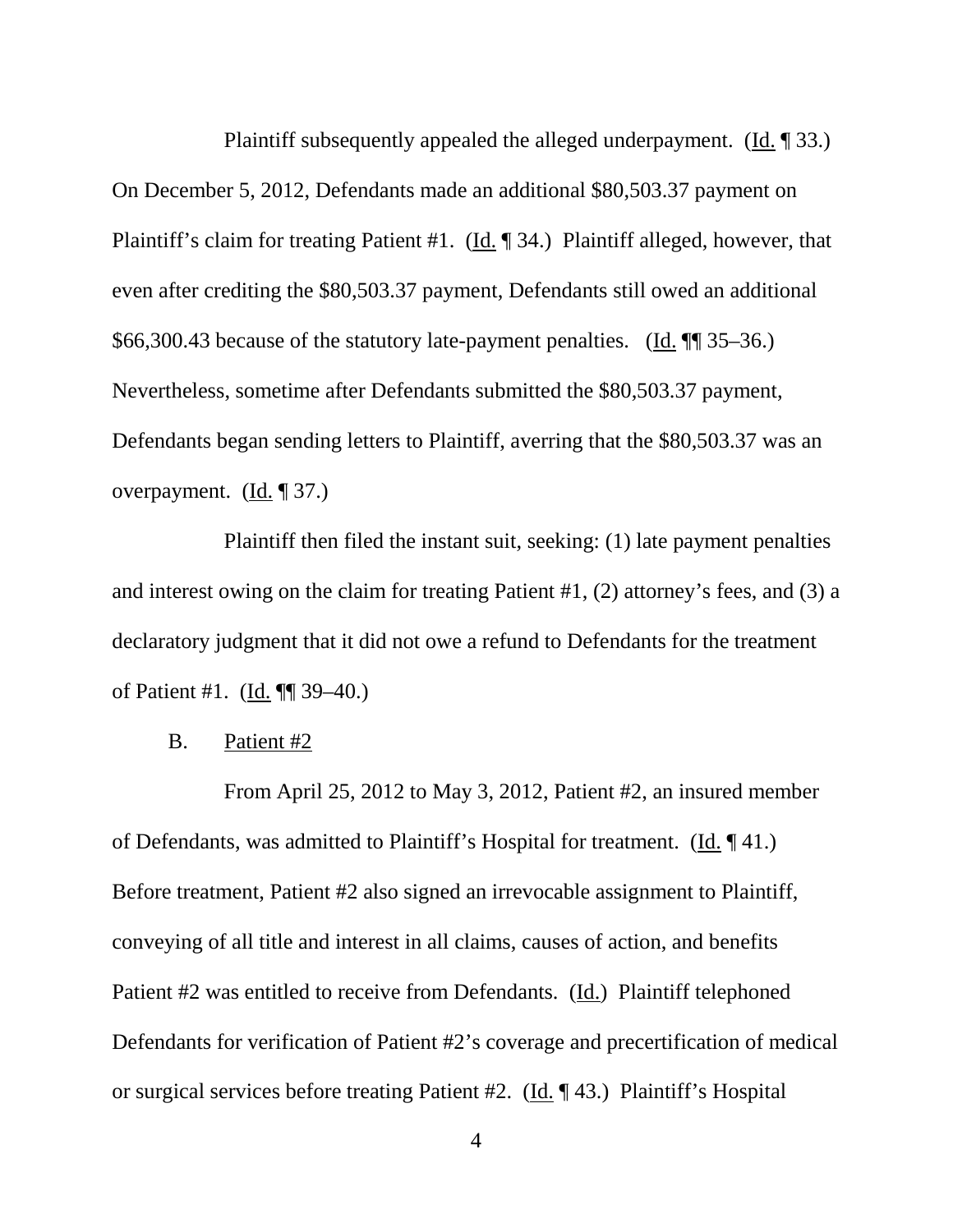Plaintiff subsequently appealed the alleged underpayment. (Id. ¶ 33.) On December 5, 2012, Defendants made an additional $80,503.37 payment on Plaintiff's claim for treating Patient #1. (Id. ¶ 34.) Plaintiff alleged, however, that even after crediting the $80,503.37 payment, Defendants still owed an additional $66,300.43 because of the statutory late-payment penalties. (Id. ¶¶ 35–36.) Nevertheless, sometime after Defendants submitted the $80,503.37 payment, Defendants began sending letters to Plaintiff, averring that the $80,503.37 was an overpayment. (Id. ¶ 37.)

Plaintiff then filed the instant suit, seeking: (1) late payment penalties and interest owing on the claim for treating Patient #1, (2) attorney's fees, and (3) a declaratory judgment that it did not owe a refund to Defendants for the treatment of Patient #1. (Id. ¶¶ 39–40.)

B. Patient #2

From April 25, 2012 to May 3, 2012, Patient #2, an insured member of Defendants, was admitted to Plaintiff's Hospital for treatment. (Id. ¶ 41.) Before treatment, Patient #2 also signed an irrevocable assignment to Plaintiff, conveying of all title and interest in all claims, causes of action, and benefits Patient #2 was entitled to receive from Defendants. (Id.) Plaintiff telephoned Defendants for verification of Patient #2's coverage and precertification of medical or surgical services before treating Patient #2. (Id. ¶ 43.) Plaintiff's Hospital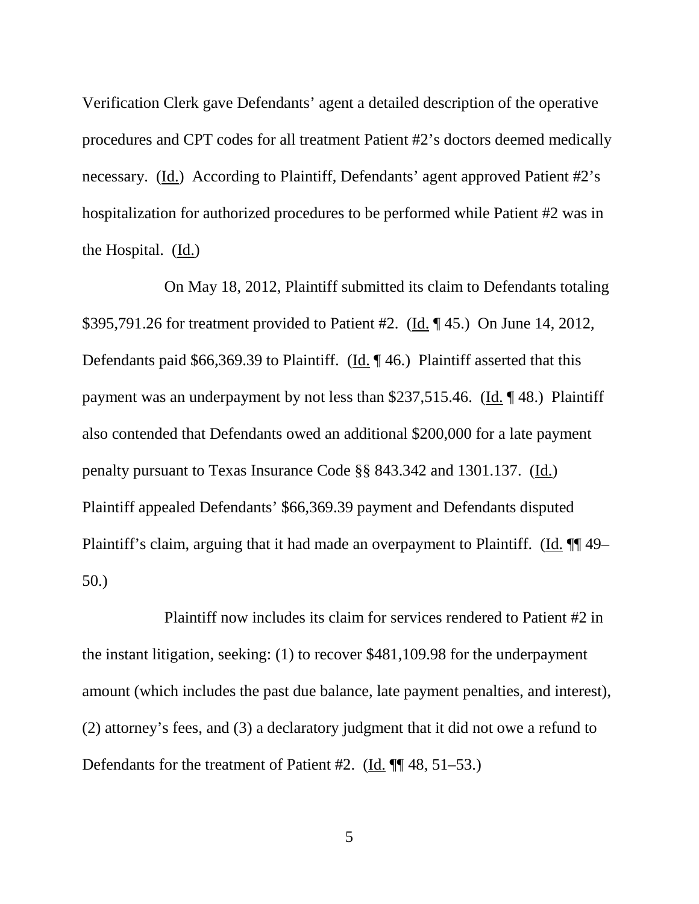Verification Clerk gave Defendants' agent a detailed description of the operative procedures and CPT codes for all treatment Patient #2's doctors deemed medically necessary. (Id.) According to Plaintiff, Defendants' agent approved Patient #2's hospitalization for authorized procedures to be performed while Patient #2 was in the Hospital. (Id.)

On May 18, 2012, Plaintiff submitted its claim to Defendants totaling $395,791.26 for treatment provided to Patient #2. (Id. ¶ 45.) On June 14, 2012, Defendants paid $66,369.39 to Plaintiff. (Id. ¶ 46.) Plaintiff asserted that this payment was an underpayment by not less than $237,515.46. (Id. ¶ 48.) Plaintiff also contended that Defendants owed an additional $200,000 for a late payment penalty pursuant to Texas Insurance Code §§ 843.342 and 1301.137. (Id.) Plaintiff appealed Defendants' $66,369.39 payment and Defendants disputed Plaintiff's claim, arguing that it had made an overpayment to Plaintiff. (Id. ¶¶ 49–50.)

Plaintiff now includes its claim for services rendered to Patient #2 in the instant litigation, seeking: (1) to recover $481,109.98 for the underpayment amount (which includes the past due balance, late payment penalties, and interest), (2) attorney's fees, and (3) a declaratory judgment that it did not owe a refund to Defendants for the treatment of Patient #2. (Id. ¶¶ 48, 51–53.)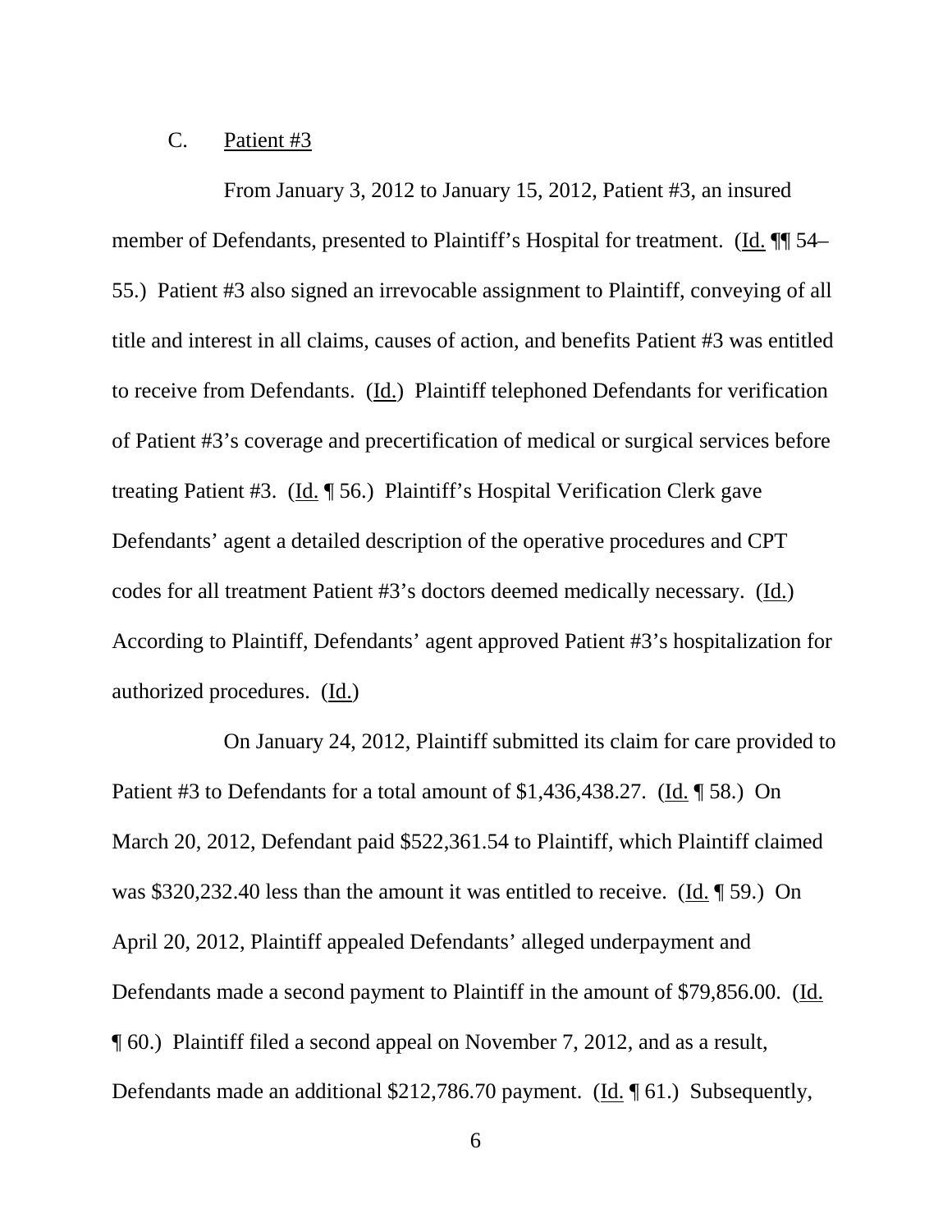C. Patient #3

From January 3, 2012 to January 15, 2012, Patient #3, an insured member of Defendants, presented to Plaintiff's Hospital for treatment. (Id. ¶¶ 54–55.) Patient #3 also signed an irrevocable assignment to Plaintiff, conveying of all title and interest in all claims, causes of action, and benefits Patient #3 was entitled to receive from Defendants. (Id.) Plaintiff telephoned Defendants for verification of Patient #3's coverage and precertification of medical or surgical services before treating Patient #3. (Id. ¶ 56.) Plaintiff's Hospital Verification Clerk gave Defendants' agent a detailed description of the operative procedures and CPT codes for all treatment Patient #3's doctors deemed medically necessary. (Id.) According to Plaintiff, Defendants' agent approved Patient #3's hospitalization for authorized procedures. (Id.)

On January 24, 2012, Plaintiff submitted its claim for care provided to Patient #3 to Defendants for a total amount of $1,436,438.27. (Id. ¶ 58.) On March 20, 2012, Defendant paid $522,361.54 to Plaintiff, which Plaintiff claimed was $320,232.40 less than the amount it was entitled to receive. (Id. ¶ 59.) On April 20, 2012, Plaintiff appealed Defendants' alleged underpayment and Defendants made a second payment to Plaintiff in the amount of $79,856.00. (Id. ¶ 60.) Plaintiff filed a second appeal on November 7, 2012, and as a result, Defendants made an additional $212,786.70 payment. (Id. ¶ 61.) Subsequently,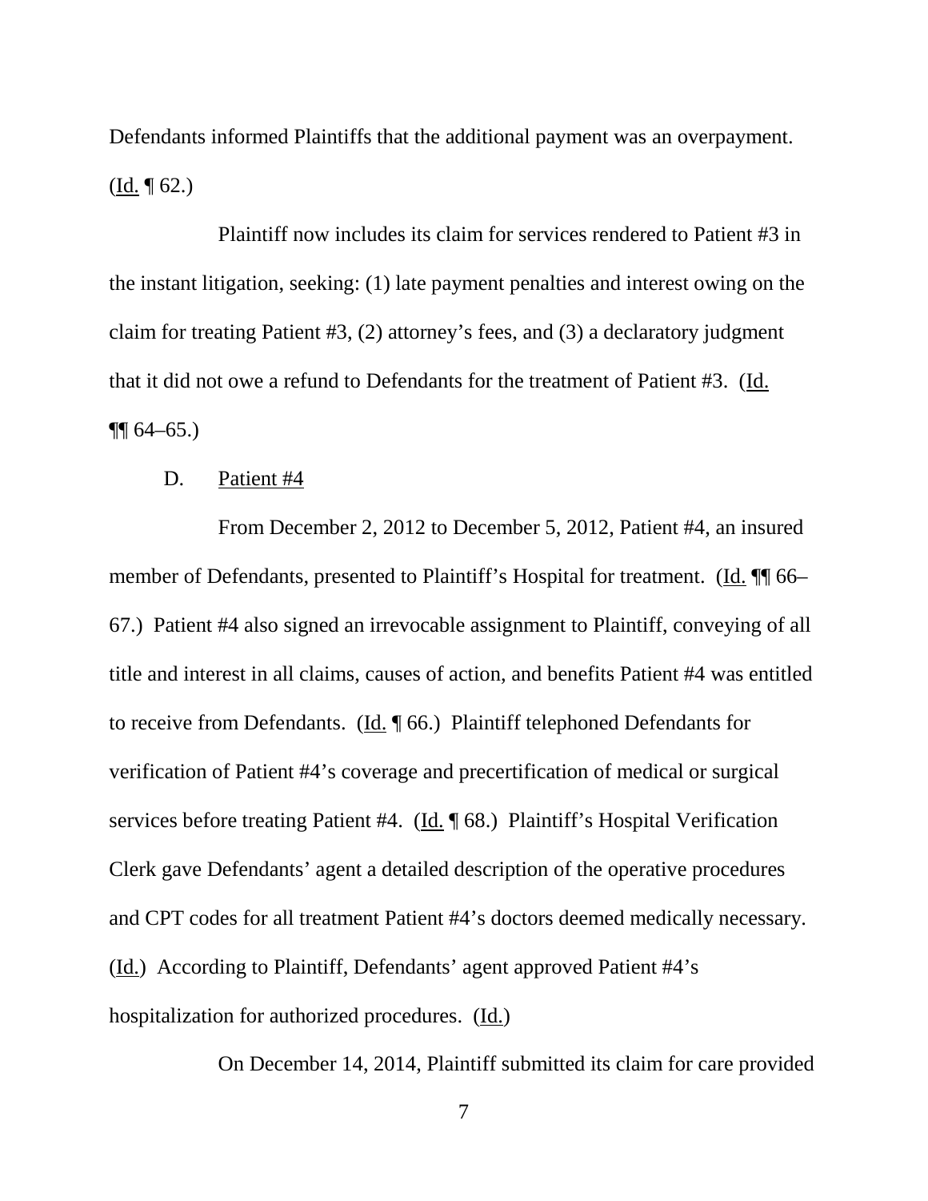Defendants informed Plaintiffs that the additional payment was an overpayment. (Id. ¶ 62.)

Plaintiff now includes its claim for services rendered to Patient #3 in the instant litigation, seeking: (1) late payment penalties and interest owing on the claim for treating Patient #3, (2) attorney's fees, and (3) a declaratory judgment that it did not owe a refund to Defendants for the treatment of Patient #3. (Id. ¶¶ 64–65.)

D. Patient #4

From December 2, 2012 to December 5, 2012, Patient #4, an insured member of Defendants, presented to Plaintiff's Hospital for treatment. (Id. ¶¶ 66–67.) Patient #4 also signed an irrevocable assignment to Plaintiff, conveying of all title and interest in all claims, causes of action, and benefits Patient #4 was entitled to receive from Defendants. (Id. ¶ 66.) Plaintiff telephoned Defendants for verification of Patient #4's coverage and precertification of medical or surgical services before treating Patient #4. (Id. ¶ 68.) Plaintiff's Hospital Verification Clerk gave Defendants' agent a detailed description of the operative procedures and CPT codes for all treatment Patient #4's doctors deemed medically necessary. (Id.) According to Plaintiff, Defendants' agent approved Patient #4's hospitalization for authorized procedures. (Id.)

On December 14, 2014, Plaintiff submitted its claim for care provided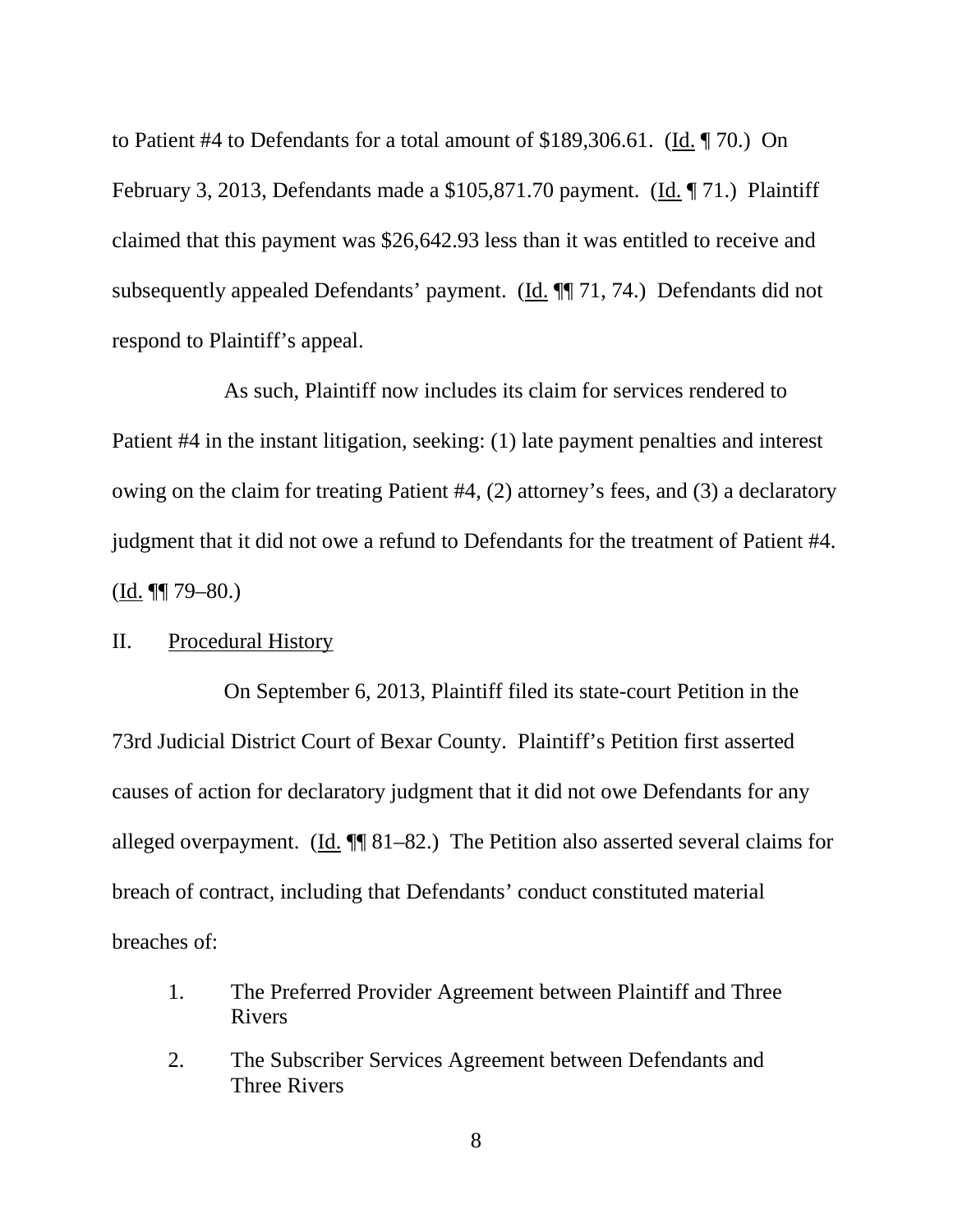to Patient #4 to Defendants for a total amount of $189,306.61. (Id. ¶ 70.) On February 3, 2013, Defendants made a $105,871.70 payment. (Id. ¶ 71.) Plaintiff claimed that this payment was $26,642.93 less than it was entitled to receive and subsequently appealed Defendants' payment. (Id. ¶¶ 71, 74.) Defendants did not respond to Plaintiff's appeal.

As such, Plaintiff now includes its claim for services rendered to Patient #4 in the instant litigation, seeking: (1) late payment penalties and interest owing on the claim for treating Patient #4, (2) attorney's fees, and (3) a declaratory judgment that it did not owe a refund to Defendants for the treatment of Patient #4. (Id. ¶¶ 79–80.)

## II. Procedural History

On September 6, 2013, Plaintiff filed its state-court Petition in the 73rd Judicial District Court of Bexar County. Plaintiff's Petition first asserted causes of action for declaratory judgment that it did not owe Defendants for any alleged overpayment. (Id. ¶¶ 81–82.) The Petition also asserted several claims for breach of contract, including that Defendants' conduct constituted material breaches of:

1. The Preferred Provider Agreement between Plaintiff and Three Rivers
2. The Subscriber Services Agreement between Defendants and Three Rivers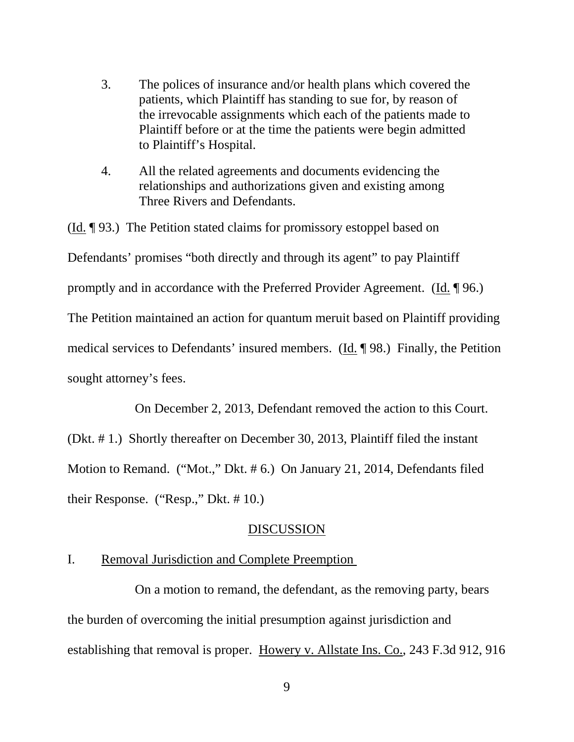3. The polices of insurance and/or health plans which covered the patients, which Plaintiff has standing to sue for, by reason of the irrevocable assignments which each of the patients made to Plaintiff before or at the time the patients were begin admitted to Plaintiff's Hospital.

4. All the related agreements and documents evidencing the relationships and authorizations given and existing among Three Rivers and Defendants.

(Id. ¶ 93.) The Petition stated claims for promissory estoppel based on Defendants' promises "both directly and through its agent" to pay Plaintiff promptly and in accordance with the Preferred Provider Agreement. (Id. ¶ 96.) The Petition maintained an action for quantum meruit based on Plaintiff providing medical services to Defendants' insured members. (Id. ¶ 98.) Finally, the Petition sought attorney's fees.

On December 2, 2013, Defendant removed the action to this Court. (Dkt. # 1.) Shortly thereafter on December 30, 2013, Plaintiff filed the instant Motion to Remand. ("Mot.," Dkt. # 6.) On January 21, 2014, Defendants filed their Response. ("Resp.," Dkt. # 10.)

## DISCUSSION

### I. Removal Jurisdiction and Complete Preemption

On a motion to remand, the defendant, as the removing party, bears the burden of overcoming the initial presumption against jurisdiction and establishing that removal is proper. Howery v. Allstate Ins. Co., 243 F.3d 912, 916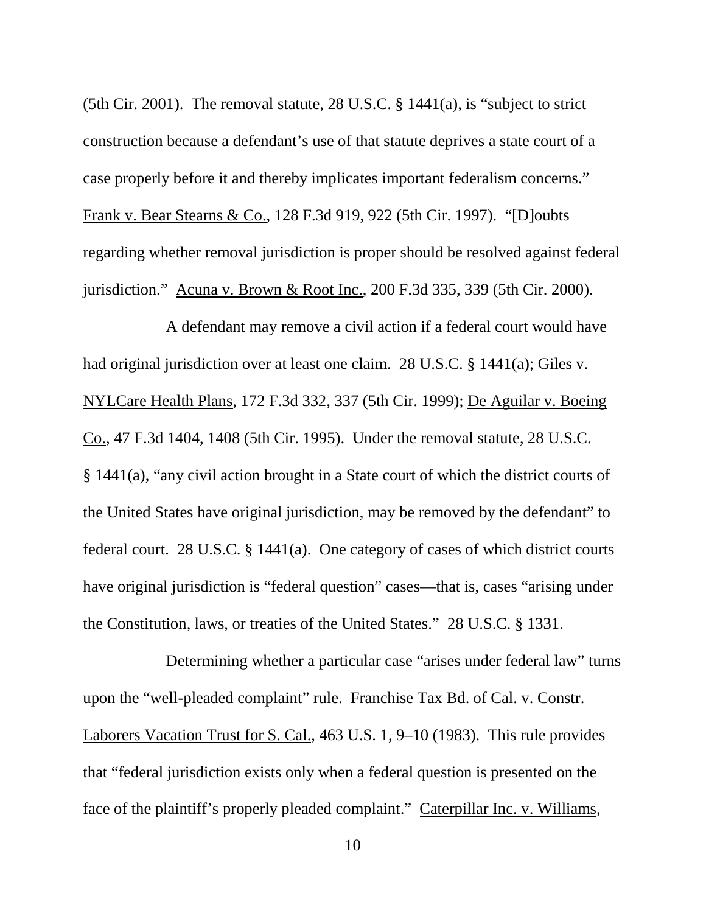(5th Cir. 2001). The removal statute, 28 U.S.C. § 1441(a), is "subject to strict construction because a defendant's use of that statute deprives a state court of a case properly before it and thereby implicates important federalism concerns." Frank v. Bear Stearns & Co., 128 F.3d 919, 922 (5th Cir. 1997). "[D]oubts regarding whether removal jurisdiction is proper should be resolved against federal jurisdiction." Acuna v. Brown & Root Inc., 200 F.3d 335, 339 (5th Cir. 2000).

A defendant may remove a civil action if a federal court would have had original jurisdiction over at least one claim. 28 U.S.C. § 1441(a); Giles v. NYLCare Health Plans, 172 F.3d 332, 337 (5th Cir. 1999); De Aguilar v. Boeing Co., 47 F.3d 1404, 1408 (5th Cir. 1995). Under the removal statute, 28 U.S.C. § 1441(a), "any civil action brought in a State court of which the district courts of the United States have original jurisdiction, may be removed by the defendant" to federal court. 28 U.S.C. § 1441(a). One category of cases of which district courts have original jurisdiction is "federal question" cases—that is, cases "arising under the Constitution, laws, or treaties of the United States." 28 U.S.C. § 1331.

Determining whether a particular case "arises under federal law" turns upon the "well-pleaded complaint" rule. Franchise Tax Bd. of Cal. v. Constr. Laborers Vacation Trust for S. Cal., 463 U.S. 1, 9–10 (1983). This rule provides that "federal jurisdiction exists only when a federal question is presented on the face of the plaintiff's properly pleaded complaint." Caterpillar Inc. v. Williams,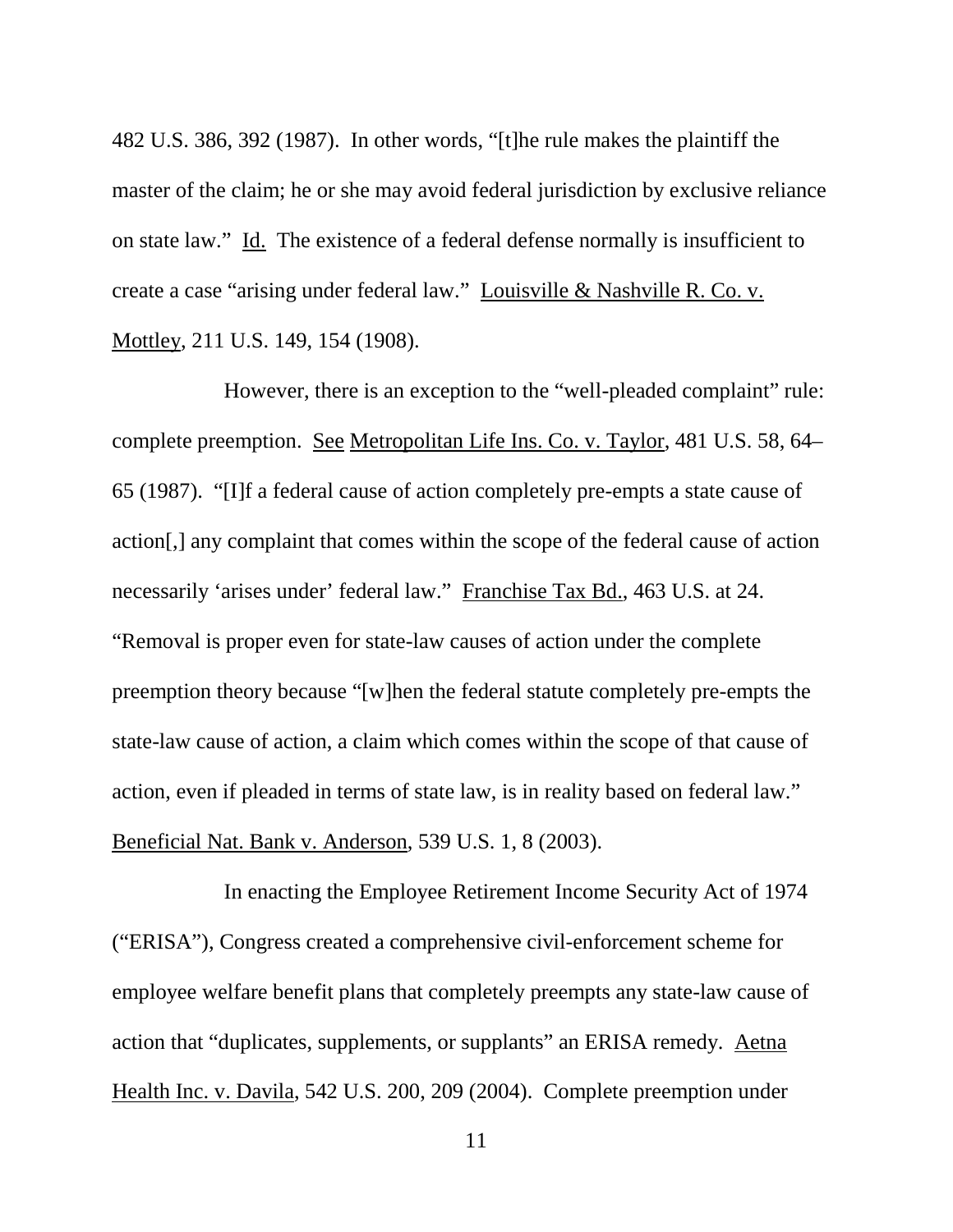482 U.S. 386, 392 (1987). In other words, "[t]he rule makes the plaintiff the master of the claim; he or she may avoid federal jurisdiction by exclusive reliance on state law." Id. The existence of a federal defense normally is insufficient to create a case "arising under federal law." Louisville & Nashville R. Co. v. Mottley, 211 U.S. 149, 154 (1908).

However, there is an exception to the "well-pleaded complaint" rule: complete preemption. See Metropolitan Life Ins. Co. v. Taylor, 481 U.S. 58, 64–65 (1987). "[I]f a federal cause of action completely pre-empts a state cause of action[,] any complaint that comes within the scope of the federal cause of action necessarily 'arises under' federal law." Franchise Tax Bd., 463 U.S. at 24. "Removal is proper even for state-law causes of action under the complete preemption theory because "[w]hen the federal statute completely pre-empts the state-law cause of action, a claim which comes within the scope of that cause of action, even if pleaded in terms of state law, is in reality based on federal law." Beneficial Nat. Bank v. Anderson, 539 U.S. 1, 8 (2003).

In enacting the Employee Retirement Income Security Act of 1974 ("ERISA"), Congress created a comprehensive civil-enforcement scheme for employee welfare benefit plans that completely preempts any state-law cause of action that "duplicates, supplements, or supplants" an ERISA remedy. Aetna Health Inc. v. Davila, 542 U.S. 200, 209 (2004). Complete preemption under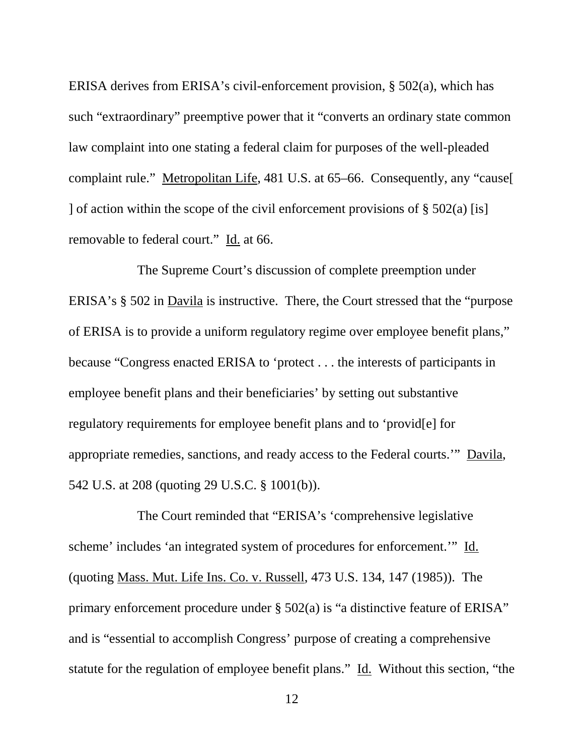ERISA derives from ERISA's civil-enforcement provision, § 502(a), which has such "extraordinary" preemptive power that it "converts an ordinary state common law complaint into one stating a federal claim for purposes of the well-pleaded complaint rule." Metropolitan Life, 481 U.S. at 65–66. Consequently, any "cause[ ] of action within the scope of the civil enforcement provisions of § 502(a) [is] removable to federal court." Id. at 66.

The Supreme Court's discussion of complete preemption under ERISA's § 502 in Davila is instructive. There, the Court stressed that the "purpose of ERISA is to provide a uniform regulatory regime over employee benefit plans," because "Congress enacted ERISA to 'protect . . . the interests of participants in employee benefit plans and their beneficiaries' by setting out substantive regulatory requirements for employee benefit plans and to 'provid[e] for appropriate remedies, sanctions, and ready access to the Federal courts.'" Davila, 542 U.S. at 208 (quoting 29 U.S.C. § 1001(b)).

The Court reminded that "ERISA's 'comprehensive legislative scheme' includes 'an integrated system of procedures for enforcement.'" Id. (quoting Mass. Mut. Life Ins. Co. v. Russell, 473 U.S. 134, 147 (1985)). The primary enforcement procedure under § 502(a) is "a distinctive feature of ERISA" and is "essential to accomplish Congress' purpose of creating a comprehensive statute for the regulation of employee benefit plans." Id. Without this section, "the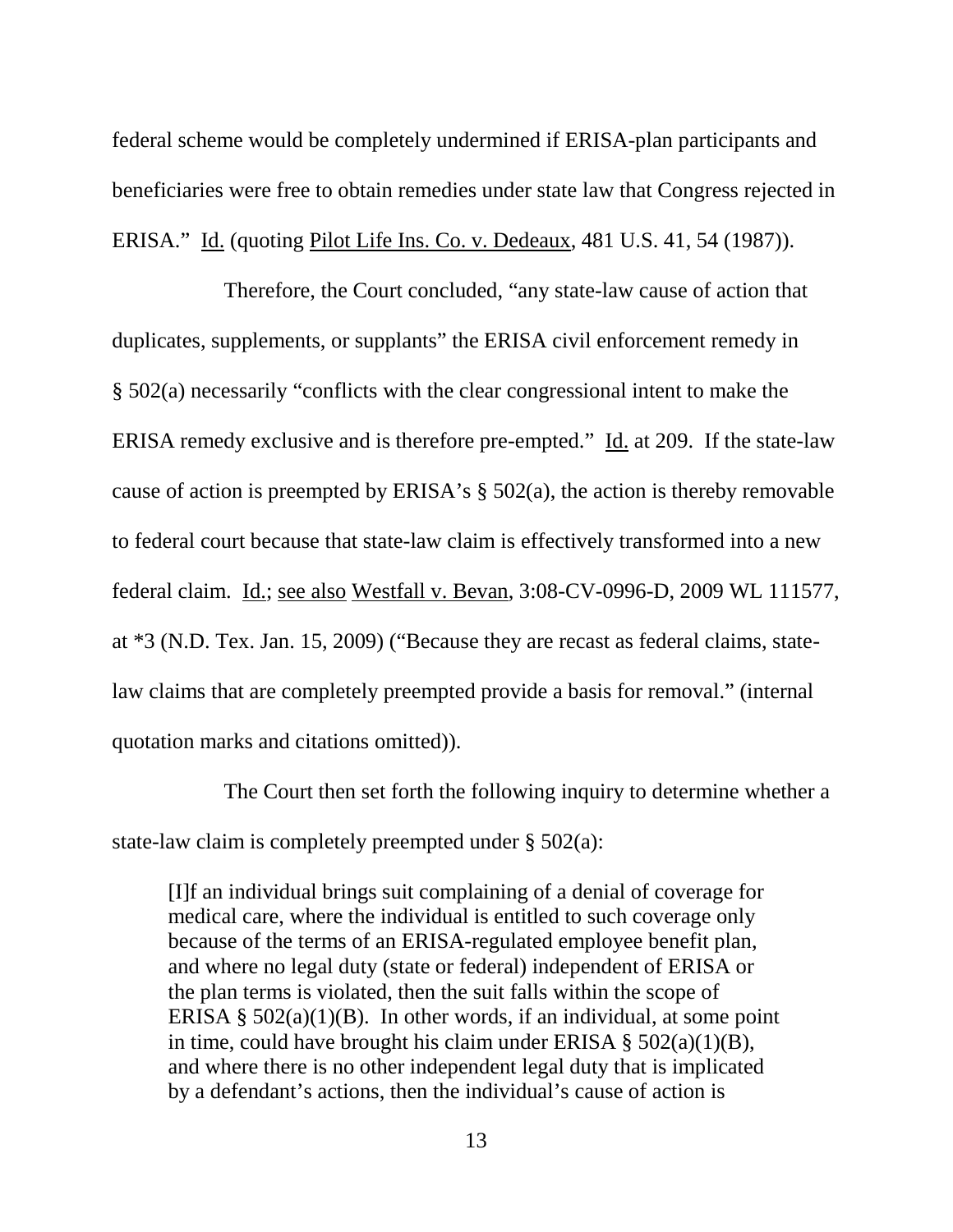federal scheme would be completely undermined if ERISA-plan participants and beneficiaries were free to obtain remedies under state law that Congress rejected in ERISA." Id. (quoting Pilot Life Ins. Co. v. Dedeaux, 481 U.S. 41, 54 (1987)).

Therefore, the Court concluded, "any state-law cause of action that duplicates, supplements, or supplants" the ERISA civil enforcement remedy in § 502(a) necessarily "conflicts with the clear congressional intent to make the ERISA remedy exclusive and is therefore pre-empted." Id. at 209. If the state-law cause of action is preempted by ERISA's § 502(a), the action is thereby removable to federal court because that state-law claim is effectively transformed into a new federal claim. Id.; see also Westfall v. Bevan, 3:08-CV-0996-D, 2009 WL 111577, at *3 (N.D. Tex. Jan. 15, 2009) ("Because they are recast as federal claims, state-law claims that are completely preempted provide a basis for removal." (internal quotation marks and citations omitted)).

The Court then set forth the following inquiry to determine whether a state-law claim is completely preempted under § 502(a):

> [I]f an individual brings suit complaining of a denial of coverage for medical care, where the individual is entitled to such coverage only because of the terms of an ERISA-regulated employee benefit plan, and where no legal duty (state or federal) independent of ERISA or the plan terms is violated, then the suit falls within the scope of ERISA § 502(a)(1)(B). In other words, if an individual, at some point in time, could have brought his claim under ERISA § 502(a)(1)(B), and where there is no other independent legal duty that is implicated by a defendant's actions, then the individual's cause of action is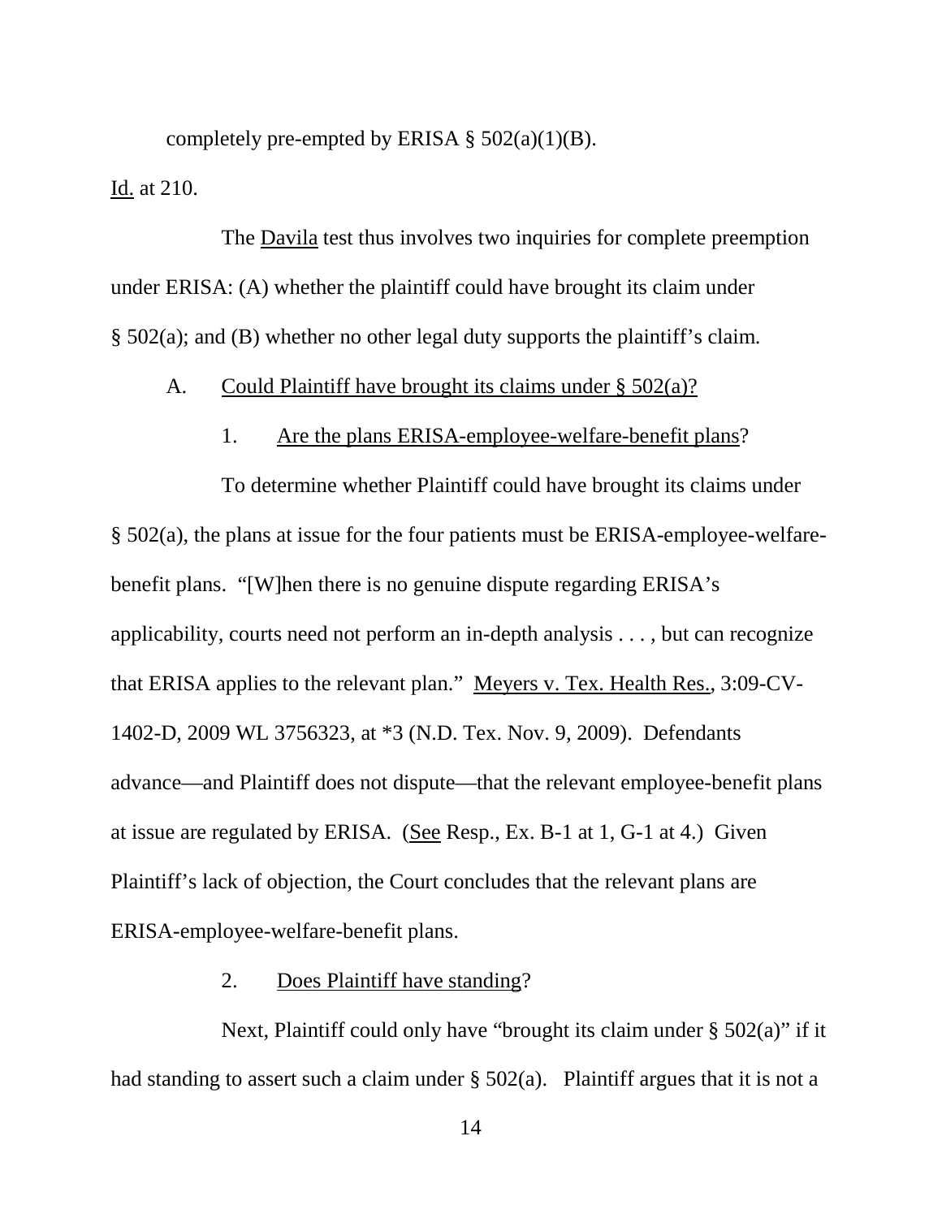completely pre-empted by ERISA § 502(a)(1)(B).

Id. at 210.

The Davila test thus involves two inquiries for complete preemption under ERISA: (A) whether the plaintiff could have brought its claim under § 502(a); and (B) whether no other legal duty supports the plaintiff's claim.

A. Could Plaintiff have brought its claims under § 502(a)?

1. Are the plans ERISA-employee-welfare-benefit plans?

To determine whether Plaintiff could have brought its claims under § 502(a), the plans at issue for the four patients must be ERISA-employee-welfare-benefit plans. "[W]hen there is no genuine dispute regarding ERISA's applicability, courts need not perform an in-depth analysis . . . , but can recognize that ERISA applies to the relevant plan." Meyers v. Tex. Health Res., 3:09-CV-1402-D, 2009 WL 3756323, at *3 (N.D. Tex. Nov. 9, 2009). Defendants advance—and Plaintiff does not dispute—that the relevant employee-benefit plans at issue are regulated by ERISA. (See Resp., Ex. B-1 at 1, G-1 at 4.) Given Plaintiff's lack of objection, the Court concludes that the relevant plans are ERISA-employee-welfare-benefit plans.

2. Does Plaintiff have standing?

Next, Plaintiff could only have "brought its claim under § 502(a)" if it had standing to assert such a claim under § 502(a). Plaintiff argues that it is not a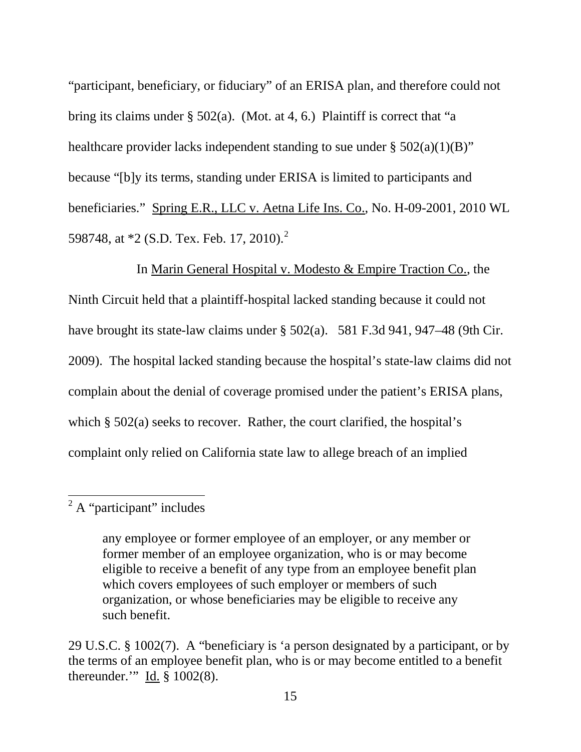"participant, beneficiary, or fiduciary" of an ERISA plan, and therefore could not bring its claims under § 502(a). (Mot. at 4, 6.) Plaintiff is correct that "a healthcare provider lacks independent standing to sue under § 502(a)(1)(B)" because "[b]y its terms, standing under ERISA is limited to participants and beneficiaries." Spring E.R., LLC v. Aetna Life Ins. Co., No. H-09-2001, 2010 WL 598748, at *2 (S.D. Tex. Feb. 17, 2010).[2]

In Marin General Hospital v. Modesto & Empire Traction Co., the Ninth Circuit held that a plaintiff-hospital lacked standing because it could not have brought its state-law claims under § 502(a). 581 F.3d 941, 947–48 (9th Cir. 2009). The hospital lacked standing because the hospital's state-law claims did not complain about the denial of coverage promised under the patient's ERISA plans, which § 502(a) seeks to recover. Rather, the court clarified, the hospital's complaint only relied on California state law to allege breach of an implied

---

[2] A "participant" includes

> any employee or former employee of an employer, or any member or former member of an employee organization, who is or may become eligible to receive a benefit of any type from an employee benefit plan which covers employees of such employer or members of such organization, or whose beneficiaries may be eligible to receive any such benefit.

29 U.S.C. § 1002(7). A "beneficiary is 'a person designated by a participant, or by the terms of an employee benefit plan, who is or may become entitled to a benefit thereunder.'" Id. § 1002(8).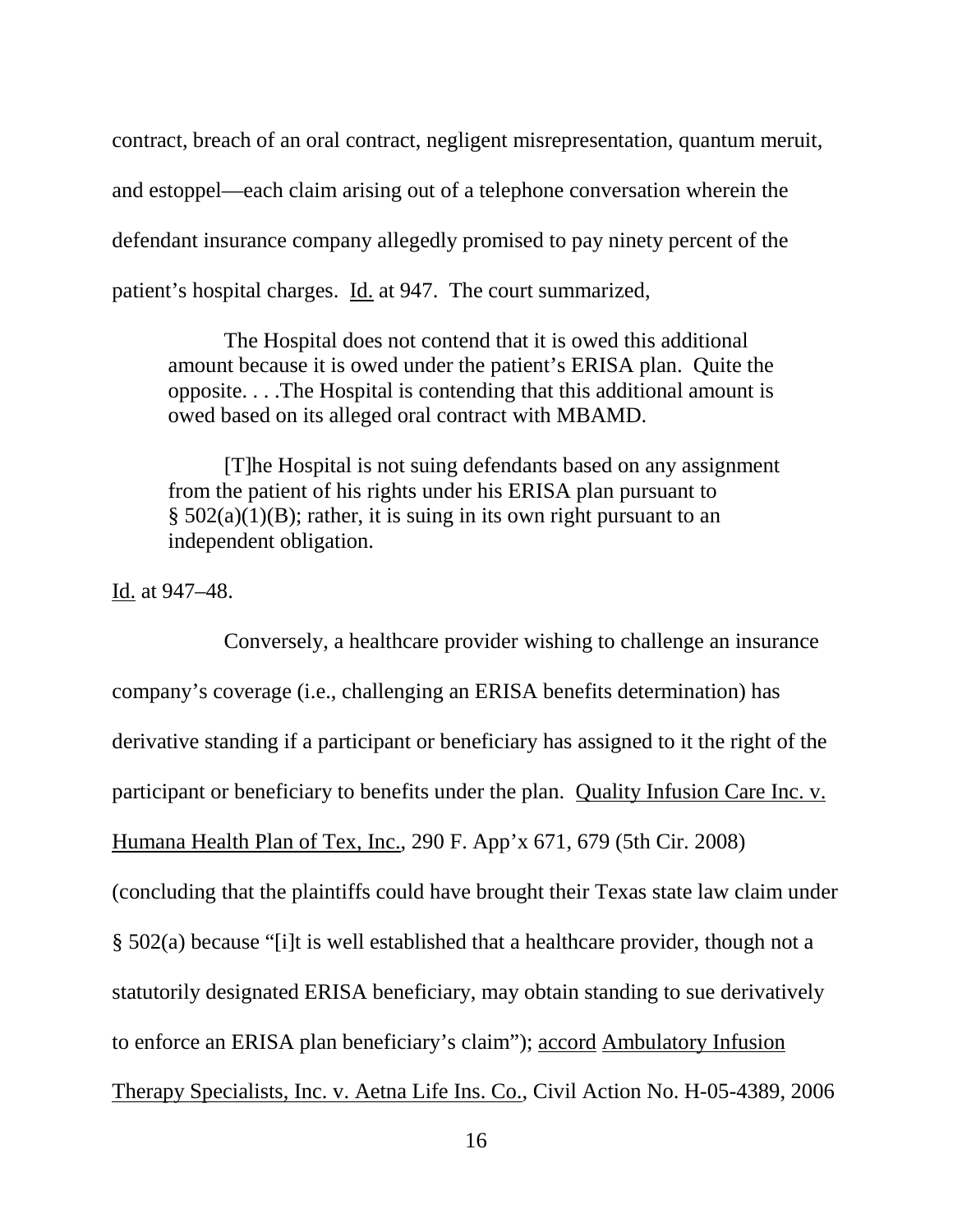contract, breach of an oral contract, negligent misrepresentation, quantum meruit, and estoppel—each claim arising out of a telephone conversation wherein the defendant insurance company allegedly promised to pay ninety percent of the patient's hospital charges. Id. at 947. The court summarized,

> The Hospital does not contend that it is owed this additional amount because it is owed under the patient's ERISA plan. Quite the opposite. . . .The Hospital is contending that this additional amount is owed based on its alleged oral contract with MBAMD.
>
> [T]he Hospital is not suing defendants based on any assignment from the patient of his rights under his ERISA plan pursuant to § 502(a)(1)(B); rather, it is suing in its own right pursuant to an independent obligation.

Id. at 947–48.

Conversely, a healthcare provider wishing to challenge an insurance company's coverage (i.e., challenging an ERISA benefits determination) has derivative standing if a participant or beneficiary has assigned to it the right of the participant or beneficiary to benefits under the plan. Quality Infusion Care Inc. v. Humana Health Plan of Tex, Inc., 290 F. App'x 671, 679 (5th Cir. 2008) (concluding that the plaintiffs could have brought their Texas state law claim under § 502(a) because "[i]t is well established that a healthcare provider, though not a statutorily designated ERISA beneficiary, may obtain standing to sue derivatively to enforce an ERISA plan beneficiary's claim"); accord Ambulatory Infusion Therapy Specialists, Inc. v. Aetna Life Ins. Co., Civil Action No. H-05-4389, 2006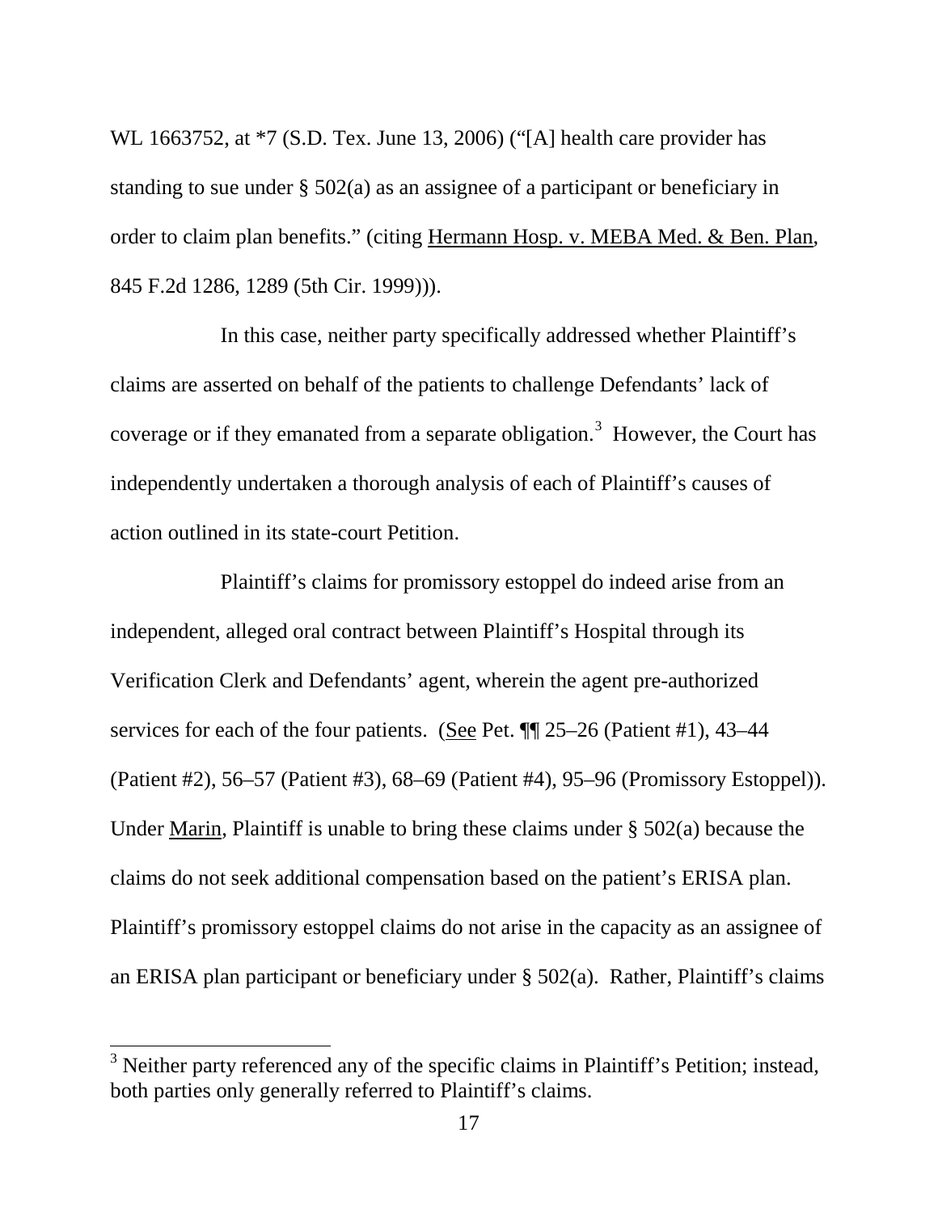WL 1663752, at *7 (S.D. Tex. June 13, 2006) ("[A] health care provider has standing to sue under § 502(a) as an assignee of a participant or beneficiary in order to claim plan benefits." (citing Hermann Hosp. v. MEBA Med. & Ben. Plan, 845 F.2d 1286, 1289 (5th Cir. 1999))).

In this case, neither party specifically addressed whether Plaintiff's claims are asserted on behalf of the patients to challenge Defendants' lack of coverage or if they emanated from a separate obligation.[3] However, the Court has independently undertaken a thorough analysis of each of Plaintiff's causes of action outlined in its state-court Petition.

Plaintiff's claims for promissory estoppel do indeed arise from an independent, alleged oral contract between Plaintiff's Hospital through its Verification Clerk and Defendants' agent, wherein the agent pre-authorized services for each of the four patients. (See Pet. ¶¶ 25–26 (Patient #1), 43–44 (Patient #2), 56–57 (Patient #3), 68–69 (Patient #4), 95–96 (Promissory Estoppel)). Under Marin, Plaintiff is unable to bring these claims under § 502(a) because the claims do not seek additional compensation based on the patient's ERISA plan. Plaintiff's promissory estoppel claims do not arise in the capacity as an assignee of an ERISA plan participant or beneficiary under § 502(a). Rather, Plaintiff's claims

[3] Neither party referenced any of the specific claims in Plaintiff's Petition; instead, both parties only generally referred to Plaintiff's claims.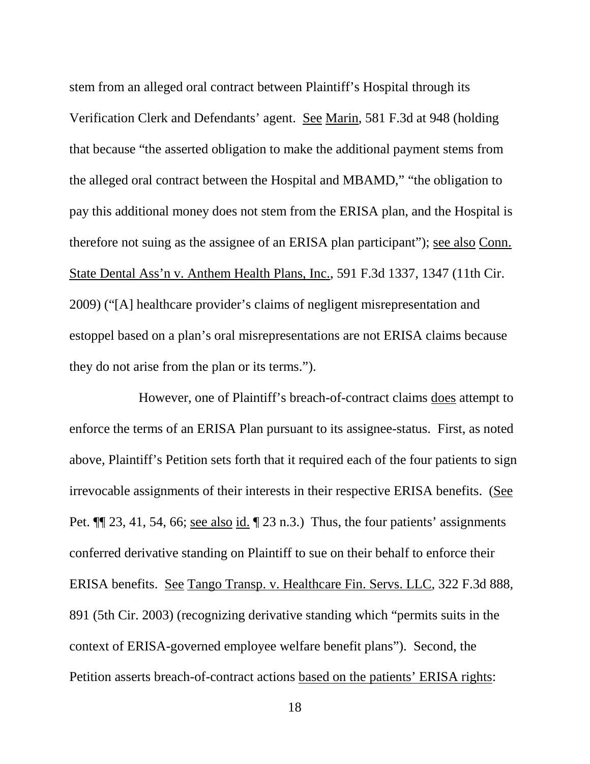stem from an alleged oral contract between Plaintiff's Hospital through its Verification Clerk and Defendants' agent. See Marin, 581 F.3d at 948 (holding that because "the asserted obligation to make the additional payment stems from the alleged oral contract between the Hospital and MBAMD," "the obligation to pay this additional money does not stem from the ERISA plan, and the Hospital is therefore not suing as the assignee of an ERISA plan participant"); see also Conn. State Dental Ass'n v. Anthem Health Plans, Inc., 591 F.3d 1337, 1347 (11th Cir. 2009) ("[A] healthcare provider's claims of negligent misrepresentation and estoppel based on a plan's oral misrepresentations are not ERISA claims because they do not arise from the plan or its terms.").

However, one of Plaintiff's breach-of-contract claims does attempt to enforce the terms of an ERISA Plan pursuant to its assignee-status. First, as noted above, Plaintiff's Petition sets forth that it required each of the four patients to sign irrevocable assignments of their interests in their respective ERISA benefits. (See Pet. ¶¶ 23, 41, 54, 66; see also id. ¶ 23 n.3.) Thus, the four patients' assignments conferred derivative standing on Plaintiff to sue on their behalf to enforce their ERISA benefits. See Tango Transp. v. Healthcare Fin. Servs. LLC, 322 F.3d 888, 891 (5th Cir. 2003) (recognizing derivative standing which "permits suits in the context of ERISA-governed employee welfare benefit plans"). Second, the Petition asserts breach-of-contract actions based on the patients' ERISA rights: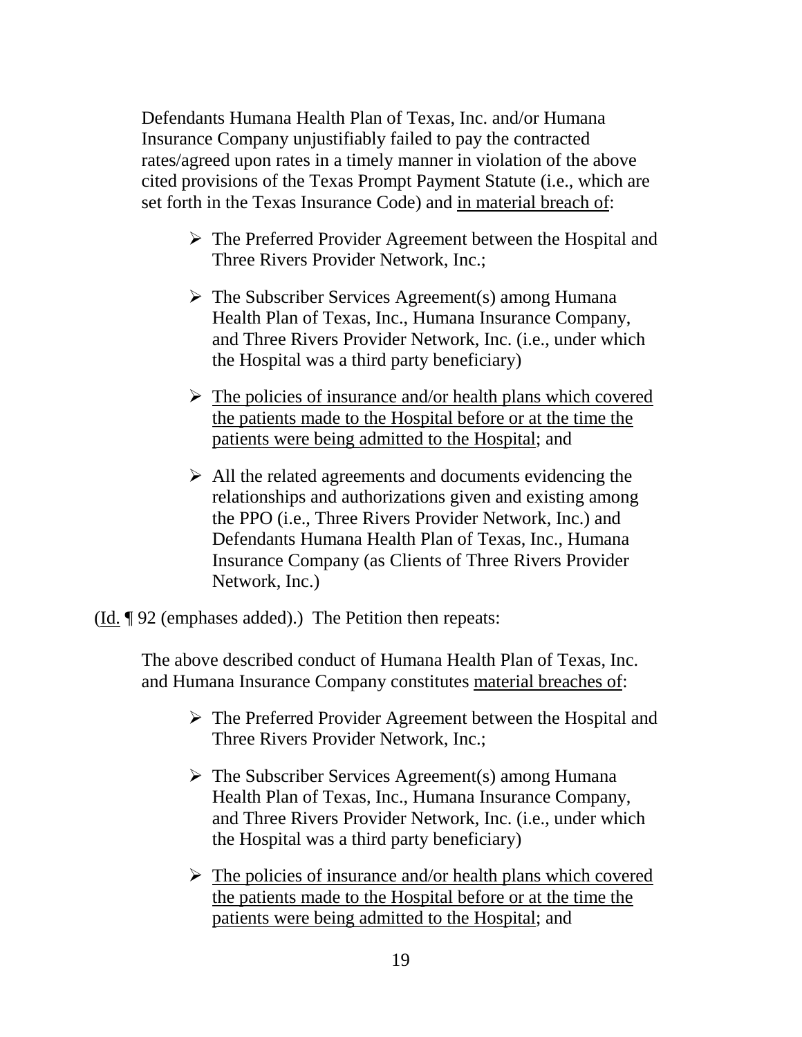> Defendants Humana Health Plan of Texas, Inc. and/or Humana Insurance Company unjustifiably failed to pay the contracted rates/agreed upon rates in a timely manner in violation of the above cited provisions of the Texas Prompt Payment Statute (i.e., which are set forth in the Texas Insurance Code) and <u>in material breach of</u>:
>
> - The Preferred Provider Agreement between the Hospital and Three Rivers Provider Network, Inc.;
> - The Subscriber Services Agreement(s) among Humana Health Plan of Texas, Inc., Humana Insurance Company, and Three Rivers Provider Network, Inc. (i.e., under which the Hospital was a third party beneficiary)
> - <u>The policies of insurance and/or health plans which covered the patients made to the Hospital before or at the time the patients were being admitted to the Hospital</u>; and
> - All the related agreements and documents evidencing the relationships and authorizations given and existing among the PPO (i.e., Three Rivers Provider Network, Inc.) and Defendants Humana Health Plan of Texas, Inc., Humana Insurance Company (as Clients of Three Rivers Provider Network, Inc.)

(<u>Id.</u> ¶ 92 (emphases added).) The Petition then repeats:

> The above described conduct of Humana Health Plan of Texas, Inc. and Humana Insurance Company constitutes <u>material breaches of</u>:
>
> - The Preferred Provider Agreement between the Hospital and Three Rivers Provider Network, Inc.;
> - The Subscriber Services Agreement(s) among Humana Health Plan of Texas, Inc., Humana Insurance Company, and Three Rivers Provider Network, Inc. (i.e., under which the Hospital was a third party beneficiary)
> - <u>The policies of insurance and/or health plans which covered the patients made to the Hospital before or at the time the patients were being admitted to the Hospital</u>; and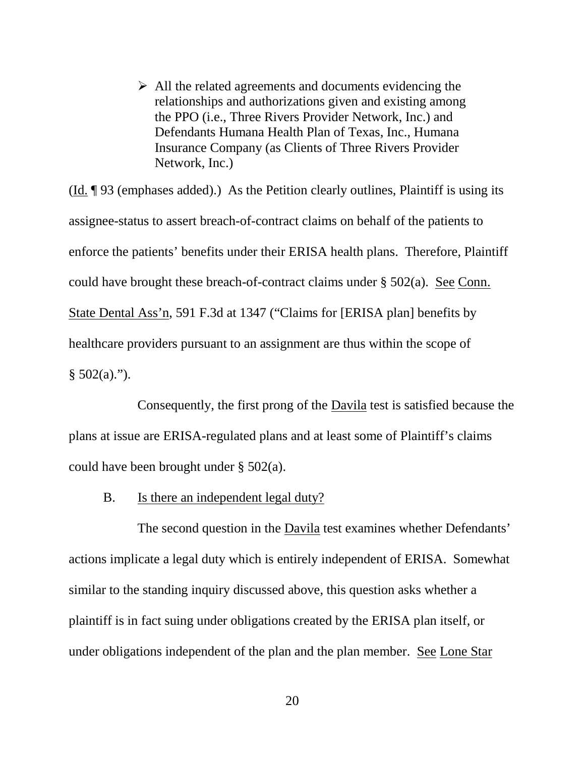- All the related agreements and documents evidencing the relationships and authorizations given and existing among the PPO (i.e., Three Rivers Provider Network, Inc.) and Defendants Humana Health Plan of Texas, Inc., Humana Insurance Company (as Clients of Three Rivers Provider Network, Inc.)

(Id. ¶ 93 (emphases added).) As the Petition clearly outlines, Plaintiff is using its assignee-status to assert breach-of-contract claims on behalf of the patients to enforce the patients' benefits under their ERISA health plans. Therefore, Plaintiff could have brought these breach-of-contract claims under § 502(a). See Conn. State Dental Ass'n, 591 F.3d at 1347 ("Claims for [ERISA plan] benefits by healthcare providers pursuant to an assignment are thus within the scope of § 502(a).").

Consequently, the first prong of the Davila test is satisfied because the plans at issue are ERISA-regulated plans and at least some of Plaintiff's claims could have been brought under § 502(a).

B. Is there an independent legal duty?

The second question in the Davila test examines whether Defendants' actions implicate a legal duty which is entirely independent of ERISA. Somewhat similar to the standing inquiry discussed above, this question asks whether a plaintiff is in fact suing under obligations created by the ERISA plan itself, or under obligations independent of the plan and the plan member. See Lone Star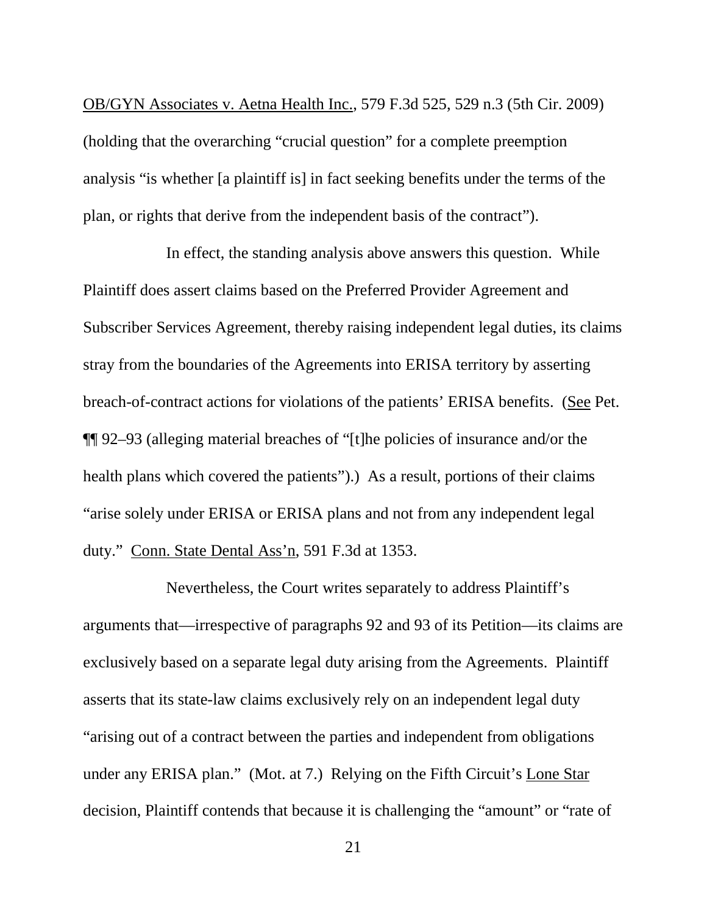OB/GYN Associates v. Aetna Health Inc., 579 F.3d 525, 529 n.3 (5th Cir. 2009) (holding that the overarching "crucial question" for a complete preemption analysis "is whether [a plaintiff is] in fact seeking benefits under the terms of the plan, or rights that derive from the independent basis of the contract").

In effect, the standing analysis above answers this question. While Plaintiff does assert claims based on the Preferred Provider Agreement and Subscriber Services Agreement, thereby raising independent legal duties, its claims stray from the boundaries of the Agreements into ERISA territory by asserting breach-of-contract actions for violations of the patients' ERISA benefits. (See Pet. ¶¶ 92–93 (alleging material breaches of "[t]he policies of insurance and/or the health plans which covered the patients").) As a result, portions of their claims "arise solely under ERISA or ERISA plans and not from any independent legal duty." Conn. State Dental Ass'n, 591 F.3d at 1353.

Nevertheless, the Court writes separately to address Plaintiff's arguments that—irrespective of paragraphs 92 and 93 of its Petition—its claims are exclusively based on a separate legal duty arising from the Agreements. Plaintiff asserts that its state-law claims exclusively rely on an independent legal duty "arising out of a contract between the parties and independent from obligations under any ERISA plan." (Mot. at 7.) Relying on the Fifth Circuit's Lone Star decision, Plaintiff contends that because it is challenging the "amount" or "rate of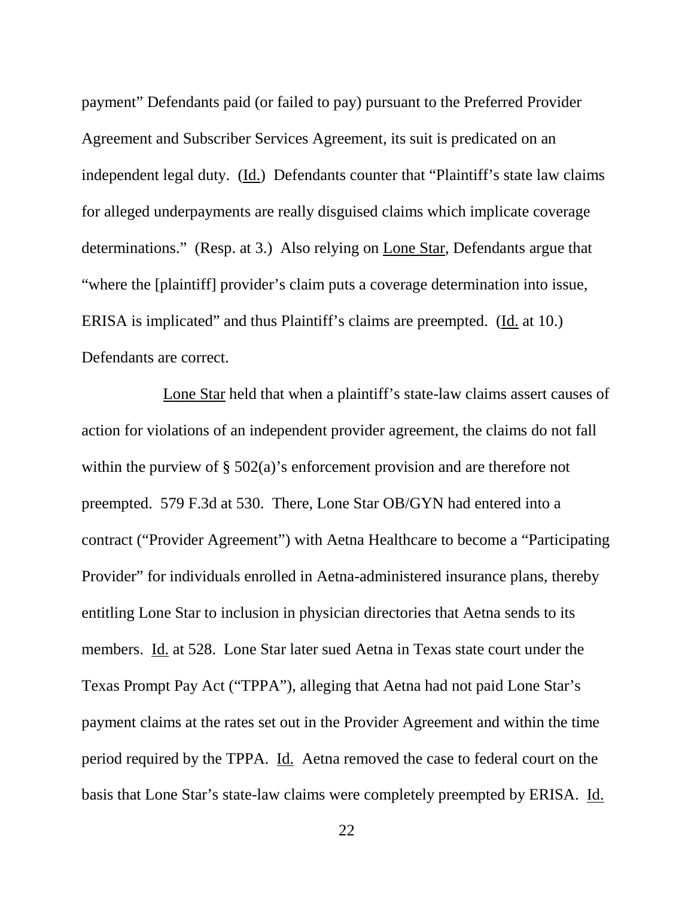payment" Defendants paid (or failed to pay) pursuant to the Preferred Provider Agreement and Subscriber Services Agreement, its suit is predicated on an independent legal duty. (Id.) Defendants counter that "Plaintiff's state law claims for alleged underpayments are really disguised claims which implicate coverage determinations." (Resp. at 3.) Also relying on Lone Star, Defendants argue that "where the [plaintiff] provider's claim puts a coverage determination into issue, ERISA is implicated" and thus Plaintiff's claims are preempted. (Id. at 10.) Defendants are correct.

Lone Star held that when a plaintiff's state-law claims assert causes of action for violations of an independent provider agreement, the claims do not fall within the purview of § 502(a)'s enforcement provision and are therefore not preempted. 579 F.3d at 530. There, Lone Star OB/GYN had entered into a contract ("Provider Agreement") with Aetna Healthcare to become a "Participating Provider" for individuals enrolled in Aetna-administered insurance plans, thereby entitling Lone Star to inclusion in physician directories that Aetna sends to its members. Id. at 528. Lone Star later sued Aetna in Texas state court under the Texas Prompt Pay Act ("TPPA"), alleging that Aetna had not paid Lone Star's payment claims at the rates set out in the Provider Agreement and within the time period required by the TPPA. Id. Aetna removed the case to federal court on the basis that Lone Star's state-law claims were completely preempted by ERISA. Id.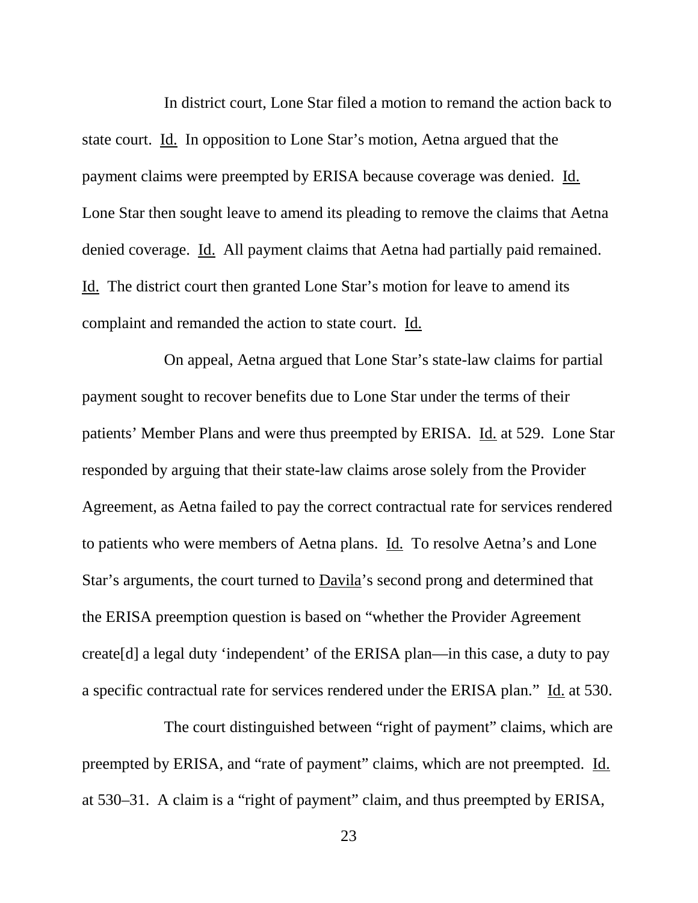In district court, Lone Star filed a motion to remand the action back to state court. Id. In opposition to Lone Star's motion, Aetna argued that the payment claims were preempted by ERISA because coverage was denied. Id. Lone Star then sought leave to amend its pleading to remove the claims that Aetna denied coverage. Id. All payment claims that Aetna had partially paid remained. Id. The district court then granted Lone Star's motion for leave to amend its complaint and remanded the action to state court. Id.

On appeal, Aetna argued that Lone Star's state-law claims for partial payment sought to recover benefits due to Lone Star under the terms of their patients' Member Plans and were thus preempted by ERISA. Id. at 529. Lone Star responded by arguing that their state-law claims arose solely from the Provider Agreement, as Aetna failed to pay the correct contractual rate for services rendered to patients who were members of Aetna plans. Id. To resolve Aetna's and Lone Star's arguments, the court turned to Davila's second prong and determined that the ERISA preemption question is based on "whether the Provider Agreement create[d] a legal duty 'independent' of the ERISA plan—in this case, a duty to pay a specific contractual rate for services rendered under the ERISA plan." Id. at 530.

The court distinguished between "right of payment" claims, which are preempted by ERISA, and "rate of payment" claims, which are not preempted. Id. at 530–31. A claim is a "right of payment" claim, and thus preempted by ERISA,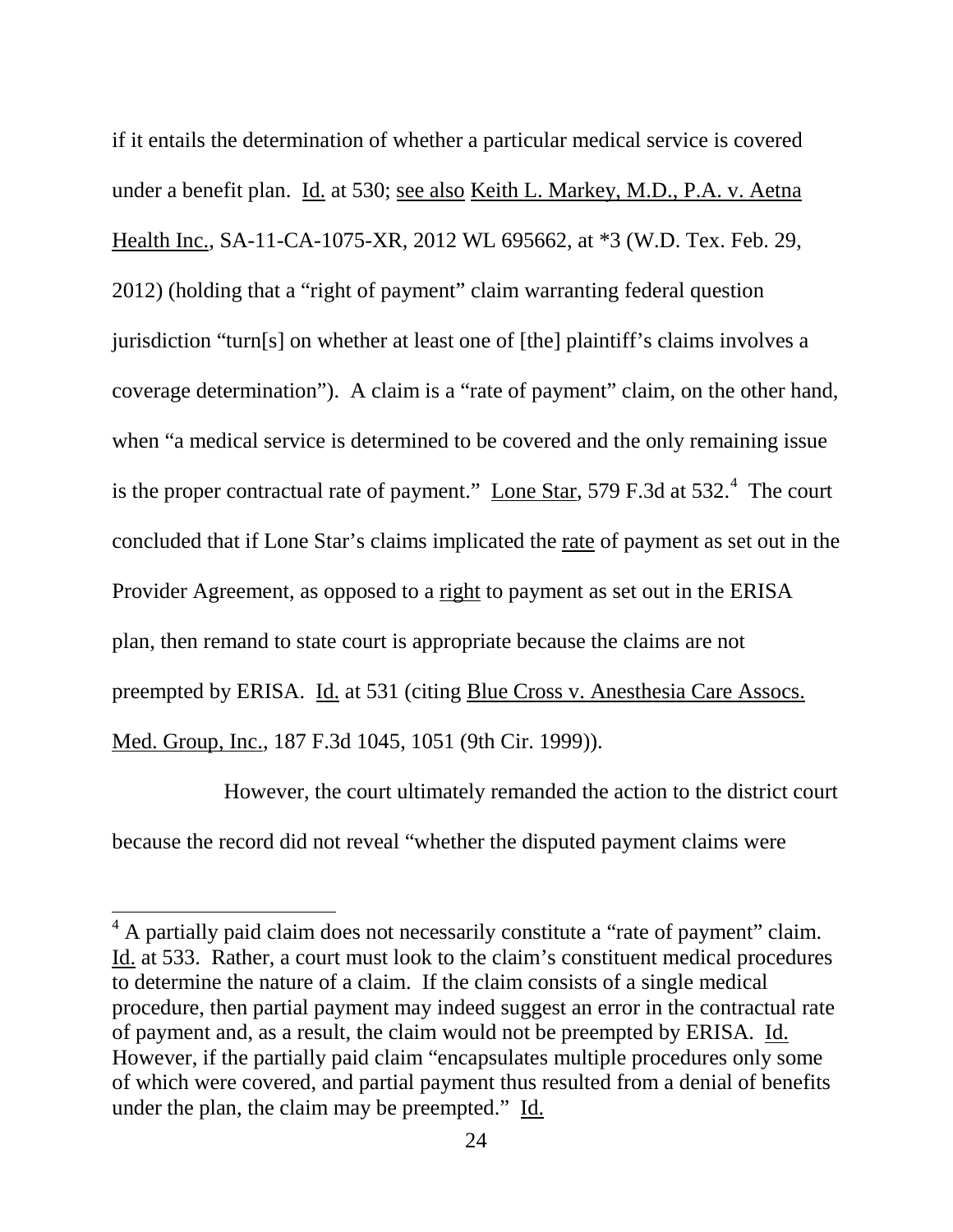if it entails the determination of whether a particular medical service is covered under a benefit plan. Id. at 530; see also Keith L. Markey, M.D., P.A. v. Aetna Health Inc., SA-11-CA-1075-XR, 2012 WL 695662, at *3 (W.D. Tex. Feb. 29, 2012) (holding that a "right of payment" claim warranting federal question jurisdiction "turn[s] on whether at least one of [the] plaintiff's claims involves a coverage determination"). A claim is a "rate of payment" claim, on the other hand, when "a medical service is determined to be covered and the only remaining issue is the proper contractual rate of payment." Lone Star, 579 F.3d at 532.[4] The court concluded that if Lone Star's claims implicated the rate of payment as set out in the Provider Agreement, as opposed to a right to payment as set out in the ERISA plan, then remand to state court is appropriate because the claims are not preempted by ERISA. Id. at 531 (citing Blue Cross v. Anesthesia Care Assocs. Med. Group, Inc., 187 F.3d 1045, 1051 (9th Cir. 1999)).

However, the court ultimately remanded the action to the district court because the record did not reveal "whether the disputed payment claims were

---

[4] A partially paid claim does not necessarily constitute a "rate of payment" claim. Id. at 533. Rather, a court must look to the claim's constituent medical procedures to determine the nature of a claim. If the claim consists of a single medical procedure, then partial payment may indeed suggest an error in the contractual rate of payment and, as a result, the claim would not be preempted by ERISA. Id. However, if the partially paid claim "encapsulates multiple procedures only some of which were covered, and partial payment thus resulted from a denial of benefits under the plan, the claim may be preempted." Id.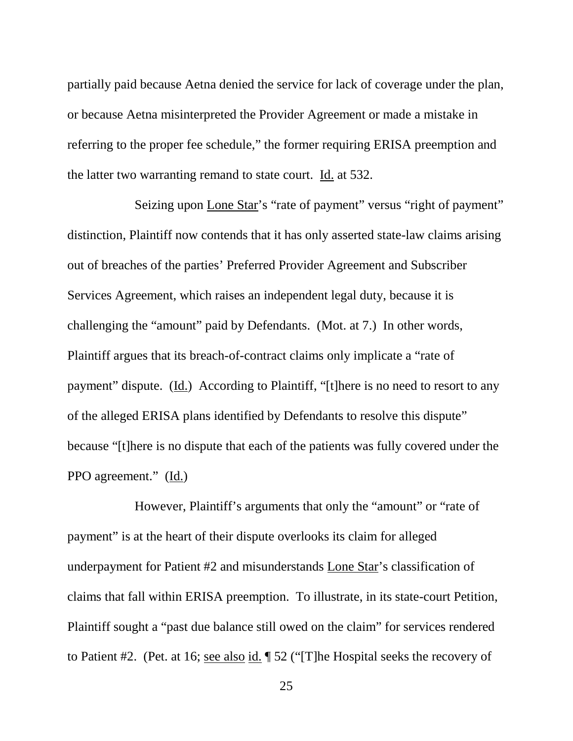partially paid because Aetna denied the service for lack of coverage under the plan, or because Aetna misinterpreted the Provider Agreement or made a mistake in referring to the proper fee schedule," the former requiring ERISA preemption and the latter two warranting remand to state court. Id. at 532.

Seizing upon Lone Star's "rate of payment" versus "right of payment" distinction, Plaintiff now contends that it has only asserted state-law claims arising out of breaches of the parties' Preferred Provider Agreement and Subscriber Services Agreement, which raises an independent legal duty, because it is challenging the "amount" paid by Defendants. (Mot. at 7.) In other words, Plaintiff argues that its breach-of-contract claims only implicate a "rate of payment" dispute. (Id.) According to Plaintiff, "[t]here is no need to resort to any of the alleged ERISA plans identified by Defendants to resolve this dispute" because "[t]here is no dispute that each of the patients was fully covered under the PPO agreement." (Id.)

However, Plaintiff's arguments that only the "amount" or "rate of payment" is at the heart of their dispute overlooks its claim for alleged underpayment for Patient #2 and misunderstands Lone Star's classification of claims that fall within ERISA preemption. To illustrate, in its state-court Petition, Plaintiff sought a "past due balance still owed on the claim" for services rendered to Patient #2. (Pet. at 16; see also id. ¶ 52 ("[T]he Hospital seeks the recovery of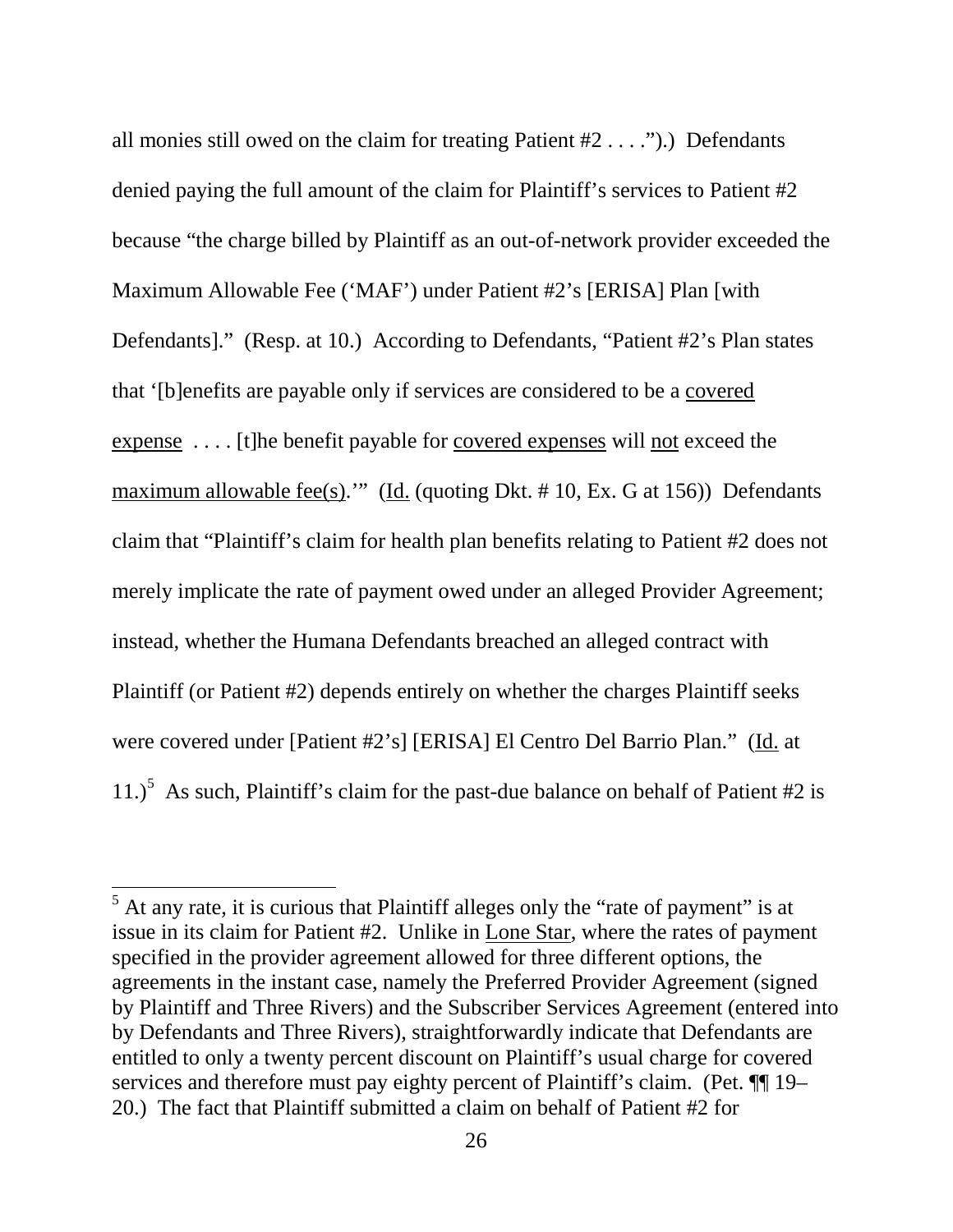all monies still owed on the claim for treating Patient #2 . . . .").) Defendants denied paying the full amount of the claim for Plaintiff's services to Patient #2 because "the charge billed by Plaintiff as an out-of-network provider exceeded the Maximum Allowable Fee ('MAF') under Patient #2's [ERISA] Plan [with Defendants]." (Resp. at 10.) According to Defendants, "Patient #2's Plan states that '[b]enefits are payable only if services are considered to be a covered expense . . . . [t]he benefit payable for covered expenses will not exceed the maximum allowable fee(s).'" (Id. (quoting Dkt. # 10, Ex. G at 156)) Defendants claim that "Plaintiff's claim for health plan benefits relating to Patient #2 does not merely implicate the rate of payment owed under an alleged Provider Agreement; instead, whether the Humana Defendants breached an alleged contract with Plaintiff (or Patient #2) depends entirely on whether the charges Plaintiff seeks were covered under [Patient #2's] [ERISA] El Centro Del Barrio Plan." (Id. at 11.)[5] As such, Plaintiff's claim for the past-due balance on behalf of Patient #2 is

[5] At any rate, it is curious that Plaintiff alleges only the "rate of payment" is at issue in its claim for Patient #2. Unlike in Lone Star, where the rates of payment specified in the provider agreement allowed for three different options, the agreements in the instant case, namely the Preferred Provider Agreement (signed by Plaintiff and Three Rivers) and the Subscriber Services Agreement (entered into by Defendants and Three Rivers), straightforwardly indicate that Defendants are entitled to only a twenty percent discount on Plaintiff's usual charge for covered services and therefore must pay eighty percent of Plaintiff's claim. (Pet. ¶¶ 19–20.) The fact that Plaintiff submitted a claim on behalf of Patient #2 for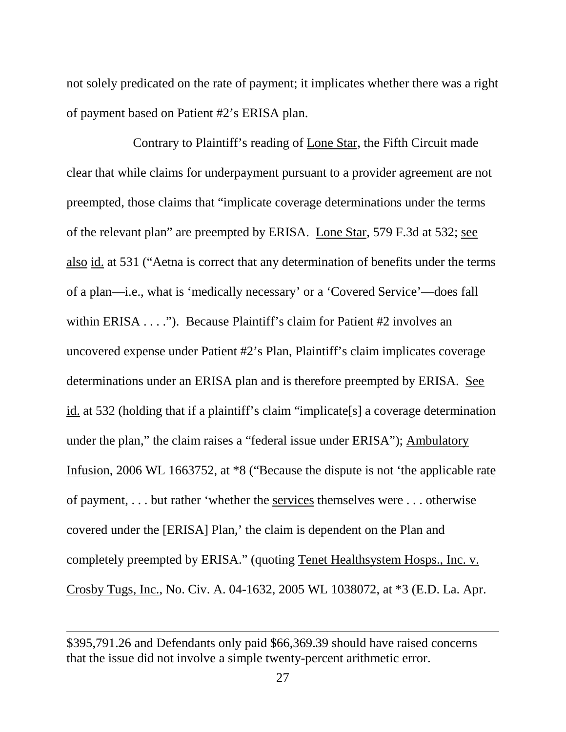not solely predicated on the rate of payment; it implicates whether there was a right of payment based on Patient #2's ERISA plan.

Contrary to Plaintiff's reading of Lone Star, the Fifth Circuit made clear that while claims for underpayment pursuant to a provider agreement are not preempted, those claims that "implicate coverage determinations under the terms of the relevant plan" are preempted by ERISA. Lone Star, 579 F.3d at 532; see also id. at 531 ("Aetna is correct that any determination of benefits under the terms of a plan—i.e., what is 'medically necessary' or a 'Covered Service'—does fall within ERISA . . . ."). Because Plaintiff's claim for Patient #2 involves an uncovered expense under Patient #2's Plan, Plaintiff's claim implicates coverage determinations under an ERISA plan and is therefore preempted by ERISA. See id. at 532 (holding that if a plaintiff's claim "implicate[s] a coverage determination under the plan," the claim raises a "federal issue under ERISA"); Ambulatory Infusion, 2006 WL 1663752, at *8 ("Because the dispute is not 'the applicable rate of payment, . . . but rather 'whether the services themselves were . . . otherwise covered under the [ERISA] Plan,' the claim is dependent on the Plan and completely preempted by ERISA." (quoting Tenet Healthsystem Hosps., Inc. v. Crosby Tugs, Inc., No. Civ. A. 04-1632, 2005 WL 1038072, at *3 (E.D. La. Apr.

---

$395,791.26 and Defendants only paid $66,369.39 should have raised concerns that the issue did not involve a simple twenty-percent arithmetic error.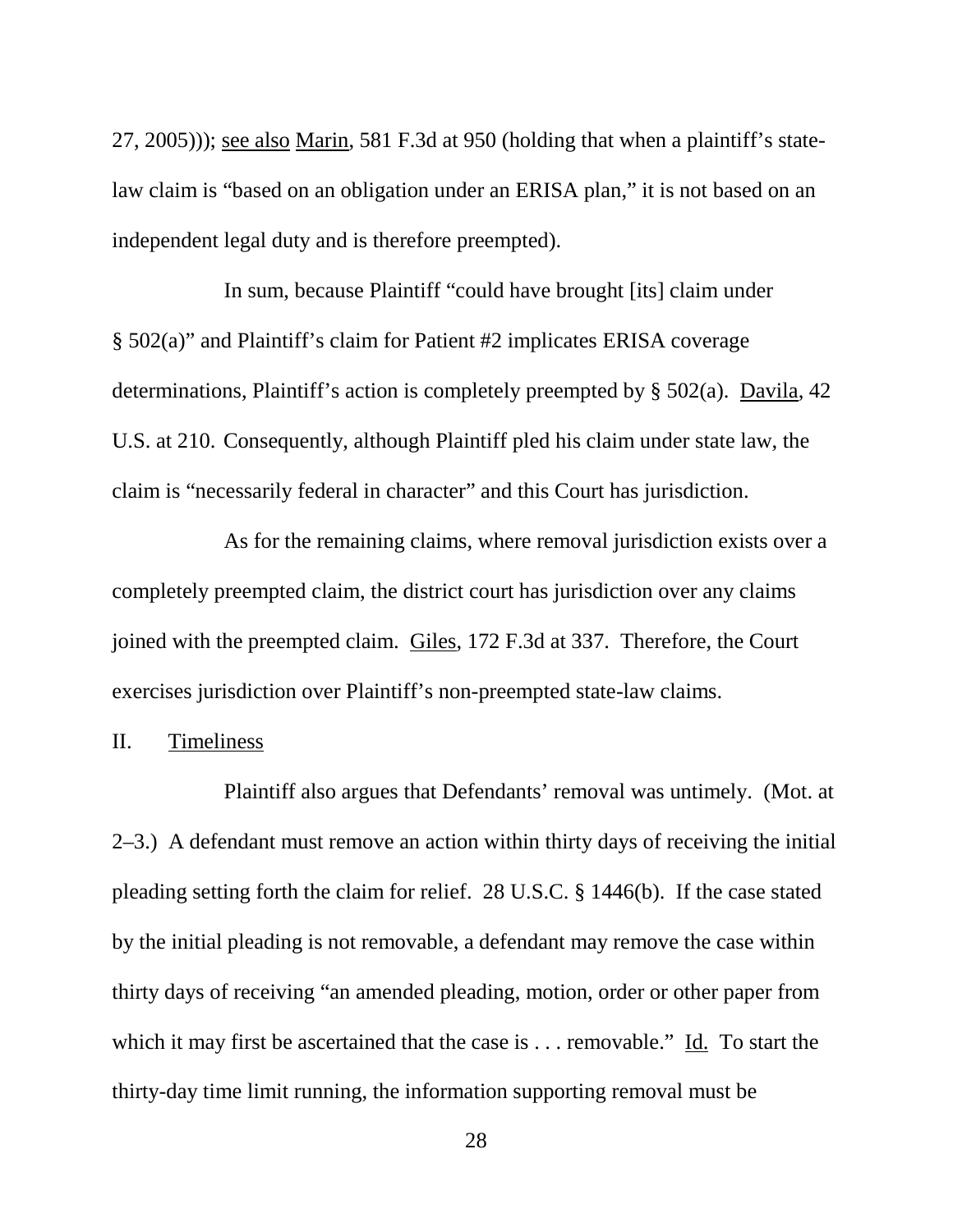27, 2005))); see also Marin, 581 F.3d at 950 (holding that when a plaintiff's state-law claim is "based on an obligation under an ERISA plan," it is not based on an independent legal duty and is therefore preempted).

In sum, because Plaintiff "could have brought [its] claim under § 502(a)" and Plaintiff's claim for Patient #2 implicates ERISA coverage determinations, Plaintiff's action is completely preempted by § 502(a). Davila, 42 U.S. at 210. Consequently, although Plaintiff pled his claim under state law, the claim is "necessarily federal in character" and this Court has jurisdiction.

As for the remaining claims, where removal jurisdiction exists over a completely preempted claim, the district court has jurisdiction over any claims joined with the preempted claim. Giles, 172 F.3d at 337. Therefore, the Court exercises jurisdiction over Plaintiff's non-preempted state-law claims.

## II. Timeliness

Plaintiff also argues that Defendants' removal was untimely. (Mot. at 2–3.) A defendant must remove an action within thirty days of receiving the initial pleading setting forth the claim for relief. 28 U.S.C. § 1446(b). If the case stated by the initial pleading is not removable, a defendant may remove the case within thirty days of receiving "an amended pleading, motion, order or other paper from which it may first be ascertained that the case is . . . removable." Id. To start the thirty-day time limit running, the information supporting removal must be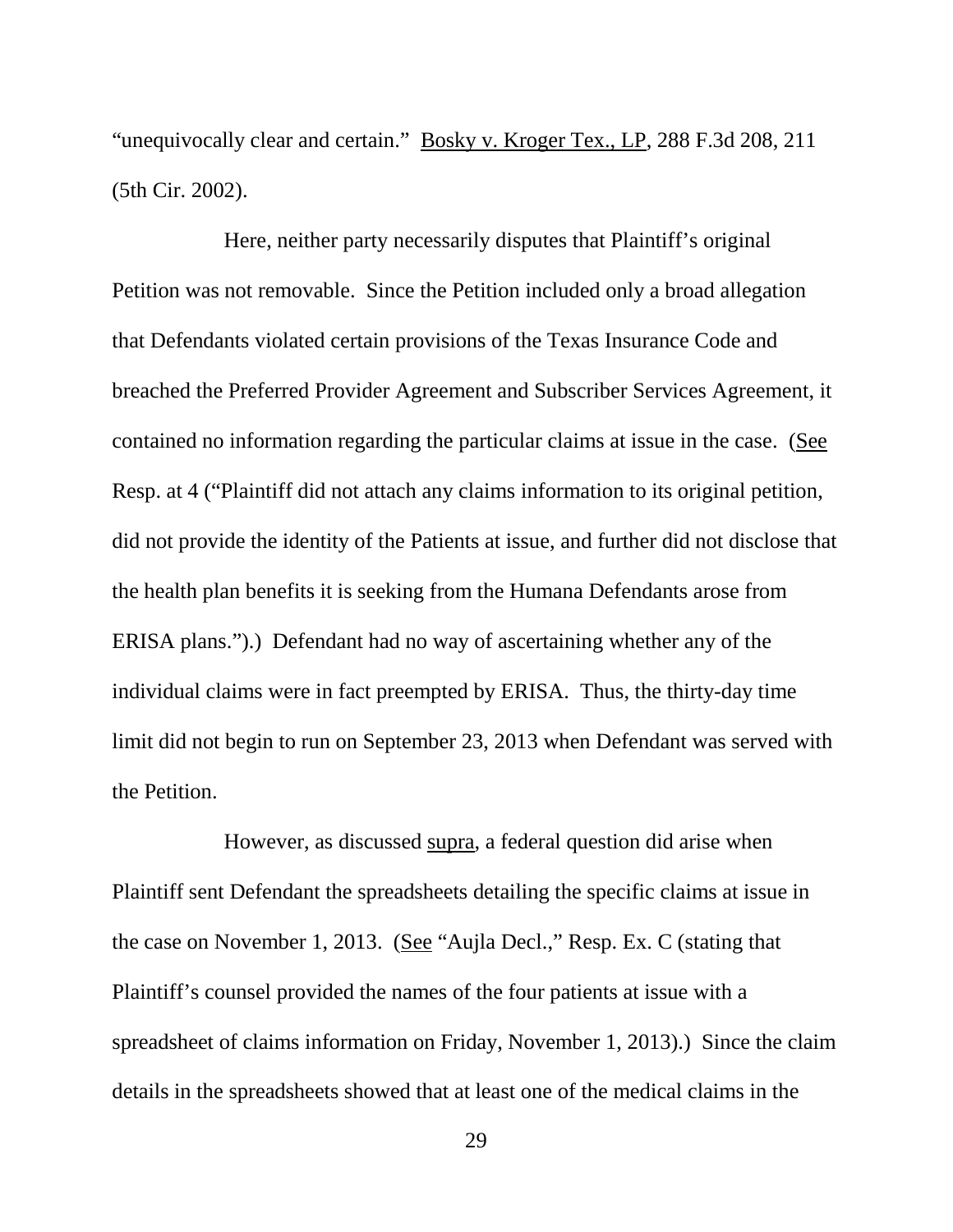"unequivocally clear and certain." Bosky v. Kroger Tex., LP, 288 F.3d 208, 211 (5th Cir. 2002).

Here, neither party necessarily disputes that Plaintiff's original Petition was not removable. Since the Petition included only a broad allegation that Defendants violated certain provisions of the Texas Insurance Code and breached the Preferred Provider Agreement and Subscriber Services Agreement, it contained no information regarding the particular claims at issue in the case. (See Resp. at 4 ("Plaintiff did not attach any claims information to its original petition, did not provide the identity of the Patients at issue, and further did not disclose that the health plan benefits it is seeking from the Humana Defendants arose from ERISA plans.").) Defendant had no way of ascertaining whether any of the individual claims were in fact preempted by ERISA. Thus, the thirty-day time limit did not begin to run on September 23, 2013 when Defendant was served with the Petition.

However, as discussed supra, a federal question did arise when Plaintiff sent Defendant the spreadsheets detailing the specific claims at issue in the case on November 1, 2013. (See "Aujla Decl.," Resp. Ex. C (stating that Plaintiff's counsel provided the names of the four patients at issue with a spreadsheet of claims information on Friday, November 1, 2013).) Since the claim details in the spreadsheets showed that at least one of the medical claims in the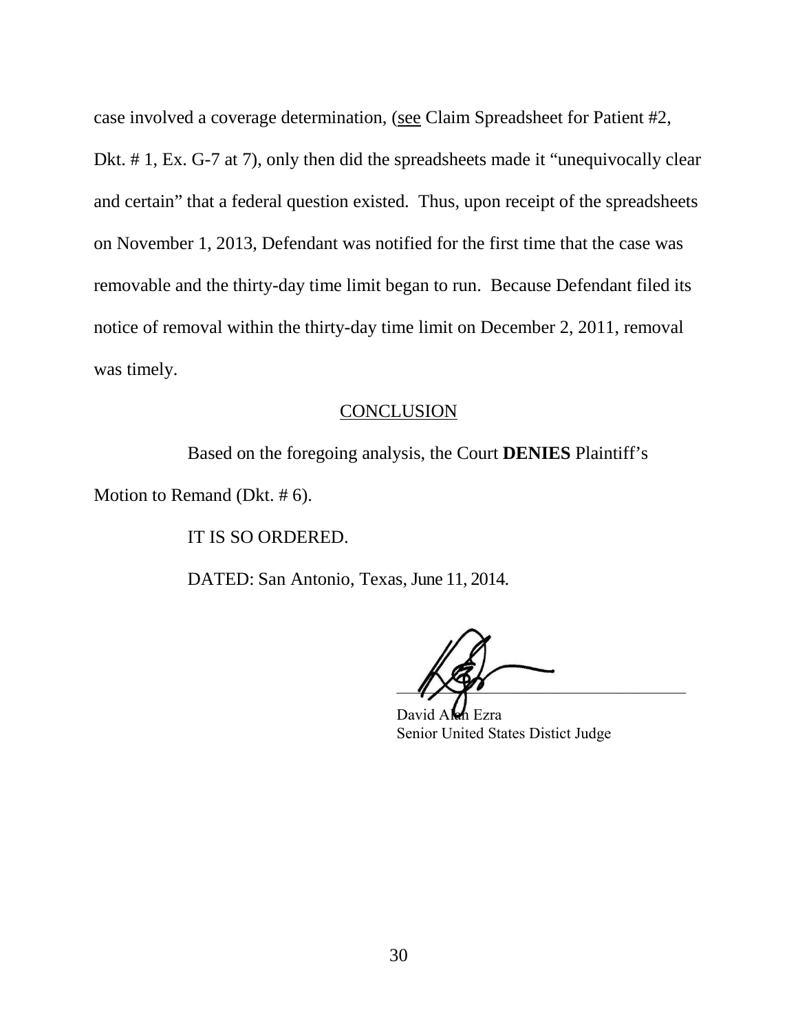case involved a coverage determination, (see Claim Spreadsheet for Patient #2, Dkt. # 1, Ex. G-7 at 7), only then did the spreadsheets made it "unequivocally clear and certain" that a federal question existed. Thus, upon receipt of the spreadsheets on November 1, 2013, Defendant was notified for the first time that the case was removable and the thirty-day time limit began to run. Because Defendant filed its notice of removal within the thirty-day time limit on December 2, 2011, removal was timely.

## CONCLUSION

Based on the foregoing analysis, the Court **DENIES** Plaintiff's Motion to Remand (Dkt. # 6).

IT IS SO ORDERED.

DATED: San Antonio, Texas, June 11, 2014.

\_\_\_\_\_\_\_\_\_\_\_\_\_\_\_\_\_\_\_\_\_\_\_\_\_\_\_\_\_\_\_\_\_\_\_\_

David Alan Ezra
Senior United States Distict Judge